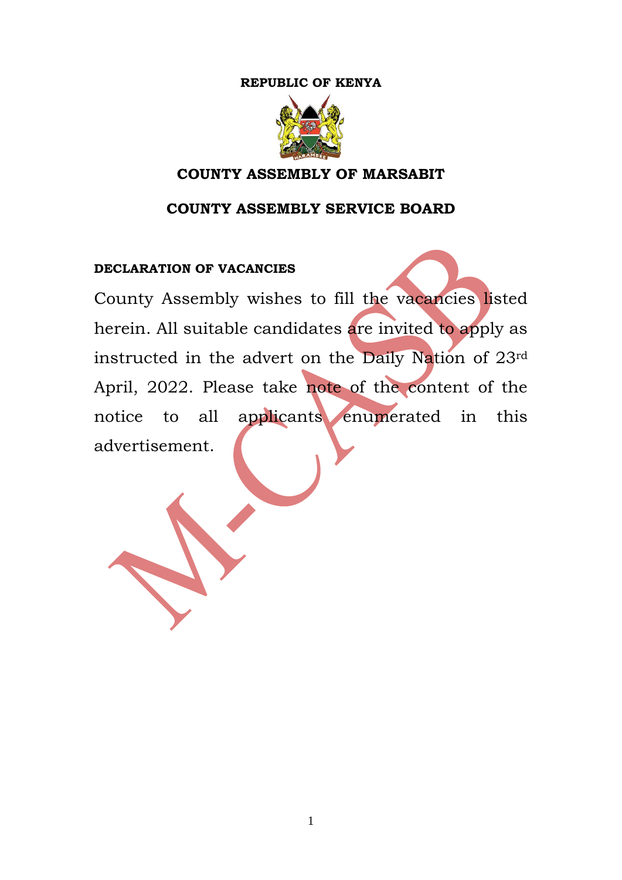**REPUBLIC OF KENYA**

## COUNTY ASSEMBLY OF MARSABIT

## COUNTY ASSEMBLY SERVICE BOARD

**DECLARATION OF VACANCIES**

County Assembly wishes to fill the vacancies listed herein. All suitable candidates are invited to apply as instructed in the advert on the Daily Nation of 23rd April, 2022. Please take note of the content of the notice to all applicants enumerated in this advertisement.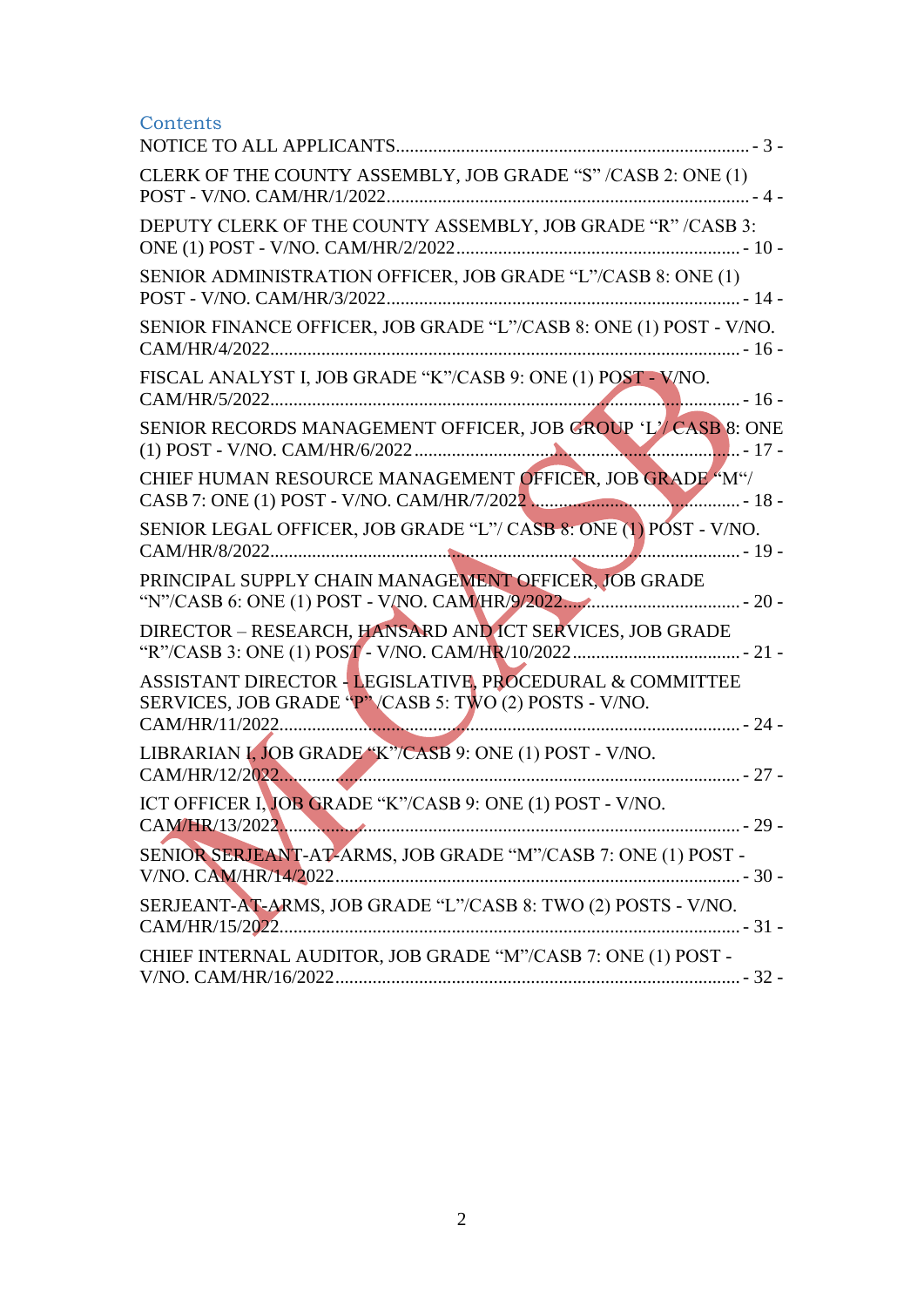## Contents

NOTICE TO ALL APPLICANTS............................................................................ - 3 -

CLERK OF THE COUNTY ASSEMBLY, JOB GRADE "S" /CASB 2: ONE (1) POST - V/NO. CAM/HR/1/2022.............................................................................. - 4 -

DEPUTY CLERK OF THE COUNTY ASSEMBLY, JOB GRADE "R" /CASB 3: ONE (1) POST - V/NO. CAM/HR/2/2022............................................................ - 10 -

SENIOR ADMINISTRATION OFFICER, JOB GRADE "L"/CASB 8: ONE (1) POST - V/NO. CAM/HR/3/2022............................................................................ - 14 -

SENIOR FINANCE OFFICER, JOB GRADE "L"/CASB 8: ONE (1) POST - V/NO. CAM/HR/4/2022..................................................................................... - 16 -

FISCAL ANALYST I, JOB GRADE "K"/CASB 9: ONE (1) POST - V/NO. CAM/HR/5/2022..................................................................................... - 16 -

SENIOR RECORDS MANAGEMENT OFFICER, JOB GROUP 'L'/ CASB 8: ONE (1) POST - V/NO. CAM/HR/6/2022 ..................................................................... - 17 -

CHIEF HUMAN RESOURCE MANAGEMENT OFFICER, JOB GRADE "M"/ CASB 7: ONE (1) POST - V/NO. CAM/HR/7/2022 ............................................. - 18 -

SENIOR LEGAL OFFICER, JOB GRADE "L"/ CASB 8: ONE (1) POST - V/NO. CAM/HR/8/2022..................................................................................... - 19 -

PRINCIPAL SUPPLY CHAIN MANAGEMENT OFFICER, JOB GRADE "N"/CASB 6: ONE (1) POST - V/NO. CAM/HR/9/2022.................................... - 20 -

DIRECTOR – RESEARCH, HANSARD AND ICT SERVICES, JOB GRADE "R"/CASB 3: ONE (1) POST - V/NO. CAM/HR/10/2022.................................... - 21 -

ASSISTANT DIRECTOR - LEGISLATIVE, PROCEDURAL & COMMITTEE SERVICES, JOB GRADE "P" /CASB 5: TWO (2) POSTS - V/NO. CAM/HR/11/2022.................................................................................... - 24 -

LIBRARIAN I, JOB GRADE "K"/CASB 9: ONE (1) POST - V/NO. CAM/HR/12/2022.................................................................................... - 27 -

ICT OFFICER I, JOB GRADE "K"/CASB 9: ONE (1) POST - V/NO. CAM/HR/13/2022.................................................................................... - 29 -

SENIOR SERJEANT-AT-ARMS, JOB GRADE "M"/CASB 7: ONE (1) POST - V/NO. CAM/HR/14/2022...................................................................... - 30 -

SERJEANT-AT-ARMS, JOB GRADE "L"/CASB 8: TWO (2) POSTS - V/NO. CAM/HR/15/2022.................................................................................... - 31 -

CHIEF INTERNAL AUDITOR, JOB GRADE "M"/CASB 7: ONE (1) POST - V/NO. CAM/HR/16/2022...................................................................... - 32 -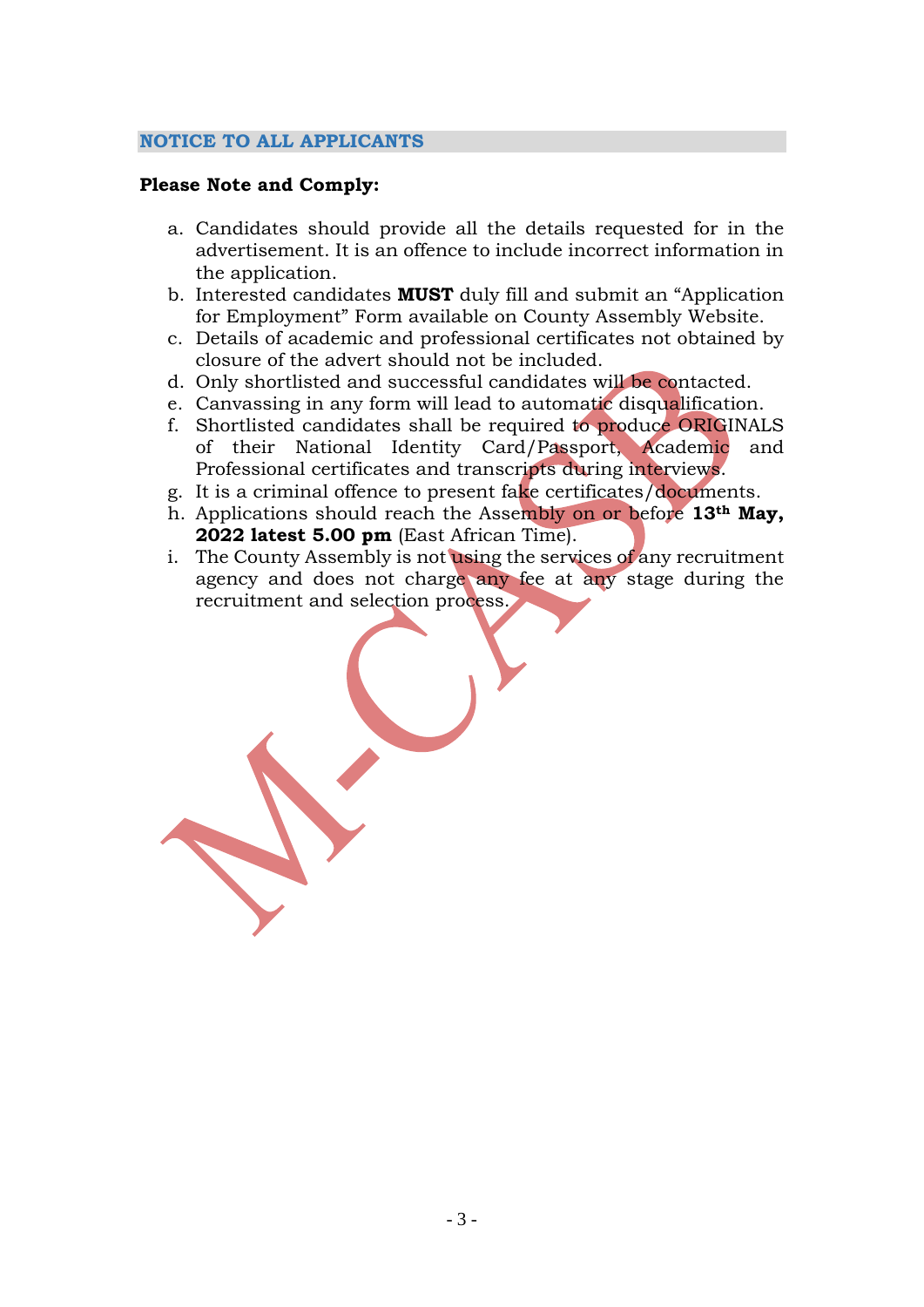## NOTICE TO ALL APPLICANTS

**Please Note and Comply:**

a. Candidates should provide all the details requested for in the advertisement. It is an offence to include incorrect information in the application.
b. Interested candidates **MUST** duly fill and submit an "Application for Employment" Form available on County Assembly Website.
c. Details of academic and professional certificates not obtained by closure of the advert should not be included.
d. Only shortlisted and successful candidates will be contacted.
e. Canvassing in any form will lead to automatic disqualification.
f. Shortlisted candidates shall be required to produce ORIGINALS of their National Identity Card/Passport, Academic and Professional certificates and transcripts during interviews.
g. It is a criminal offence to present fake certificates/documents.
h. Applications should reach the Assembly on or before **13th May, 2022 latest 5.00 pm** (East African Time).
i. The County Assembly is not using the services of any recruitment agency and does not charge any fee at any stage during the recruitment and selection process.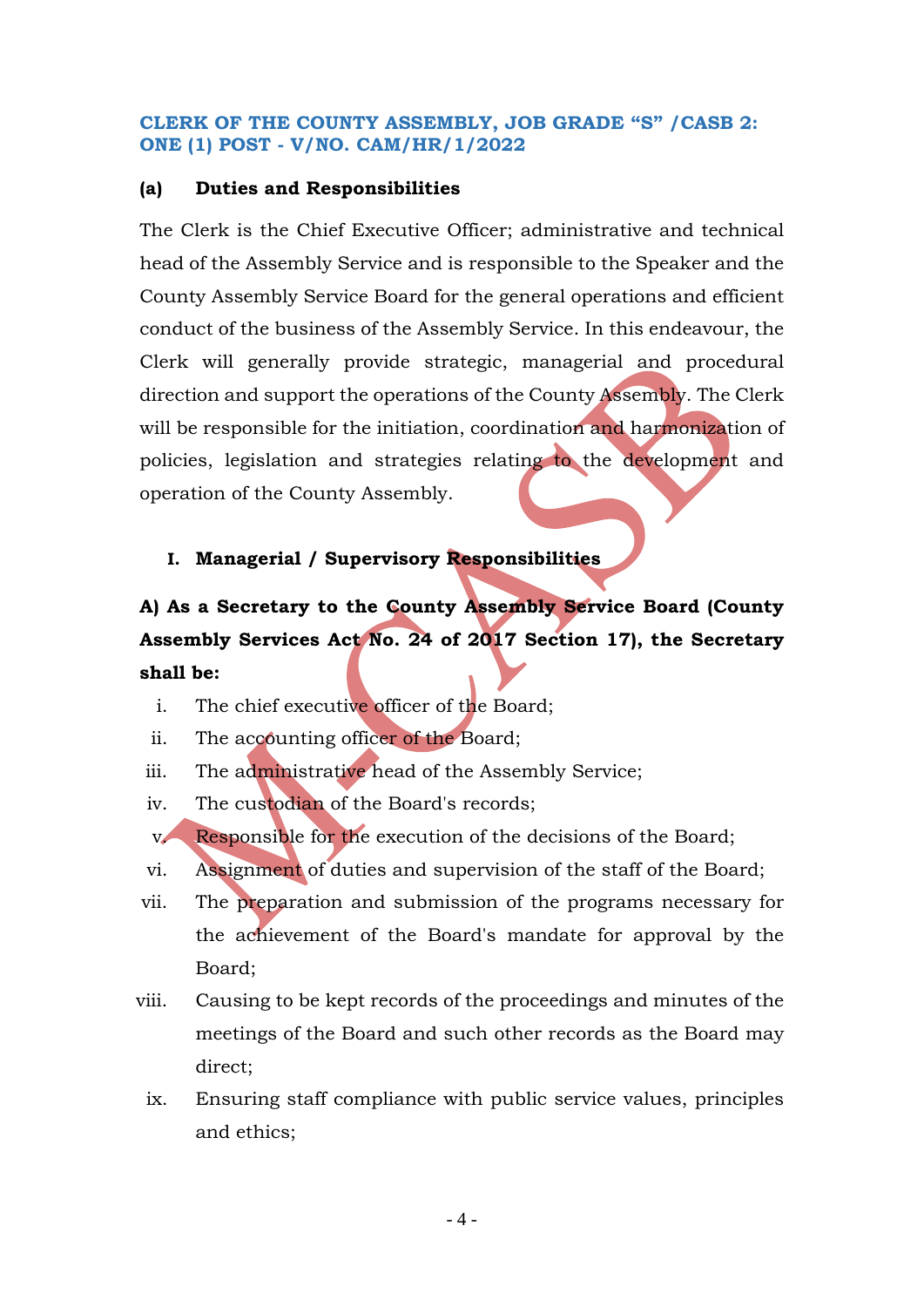## CLERK OF THE COUNTY ASSEMBLY, JOB GRADE "S" /CASB 2: ONE (1) POST - V/NO. CAM/HR/1/2022

### (a) Duties and Responsibilities

The Clerk is the Chief Executive Officer; administrative and technical head of the Assembly Service and is responsible to the Speaker and the County Assembly Service Board for the general operations and efficient conduct of the business of the Assembly Service. In this endeavour, the Clerk will generally provide strategic, managerial and procedural direction and support the operations of the County Assembly. The Clerk will be responsible for the initiation, coordination and harmonization of policies, legislation and strategies relating to the development and operation of the County Assembly.

**I. Managerial / Supervisory Responsibilities**

**A) As a Secretary to the County Assembly Service Board (County Assembly Services Act No. 24 of 2017 Section 17), the Secretary shall be:**

i. The chief executive officer of the Board;
ii. The accounting officer of the Board;
iii. The administrative head of the Assembly Service;
iv. The custodian of the Board's records;
v. Responsible for the execution of the decisions of the Board;
vi. Assignment of duties and supervision of the staff of the Board;
vii. The preparation and submission of the programs necessary for the achievement of the Board's mandate for approval by the Board;
viii. Causing to be kept records of the proceedings and minutes of the meetings of the Board and such other records as the Board may direct;
ix. Ensuring staff compliance with public service values, principles and ethics;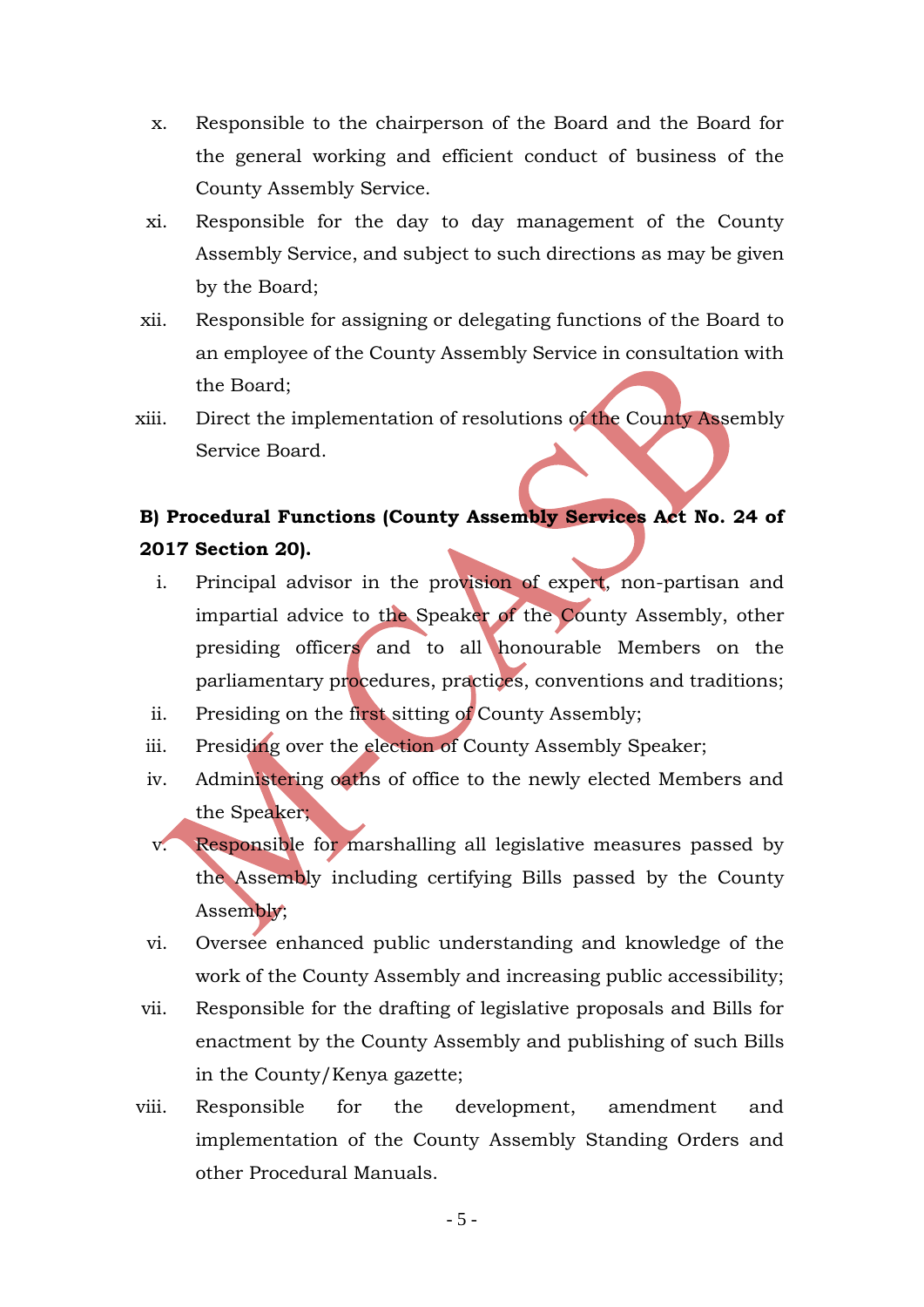x. Responsible to the chairperson of the Board and the Board for the general working and efficient conduct of business of the County Assembly Service.
xi. Responsible for the day to day management of the County Assembly Service, and subject to such directions as may be given by the Board;
xii. Responsible for assigning or delegating functions of the Board to an employee of the County Assembly Service in consultation with the Board;
xiii. Direct the implementation of resolutions of the County Assembly Service Board.

**B) Procedural Functions (County Assembly Services Act No. 24 of 2017 Section 20).**

i. Principal advisor in the provision of expert, non-partisan and impartial advice to the Speaker of the County Assembly, other presiding officers and to all honourable Members on the parliamentary procedures, practices, conventions and traditions;
ii. Presiding on the first sitting of County Assembly;
iii. Presiding over the election of County Assembly Speaker;
iv. Administering oaths of office to the newly elected Members and the Speaker;
v. Responsible for marshalling all legislative measures passed by the Assembly including certifying Bills passed by the County Assembly;
vi. Oversee enhanced public understanding and knowledge of the work of the County Assembly and increasing public accessibility;
vii. Responsible for the drafting of legislative proposals and Bills for enactment by the County Assembly and publishing of such Bills in the County/Kenya gazette;
viii. Responsible for the development, amendment and implementation of the County Assembly Standing Orders and other Procedural Manuals.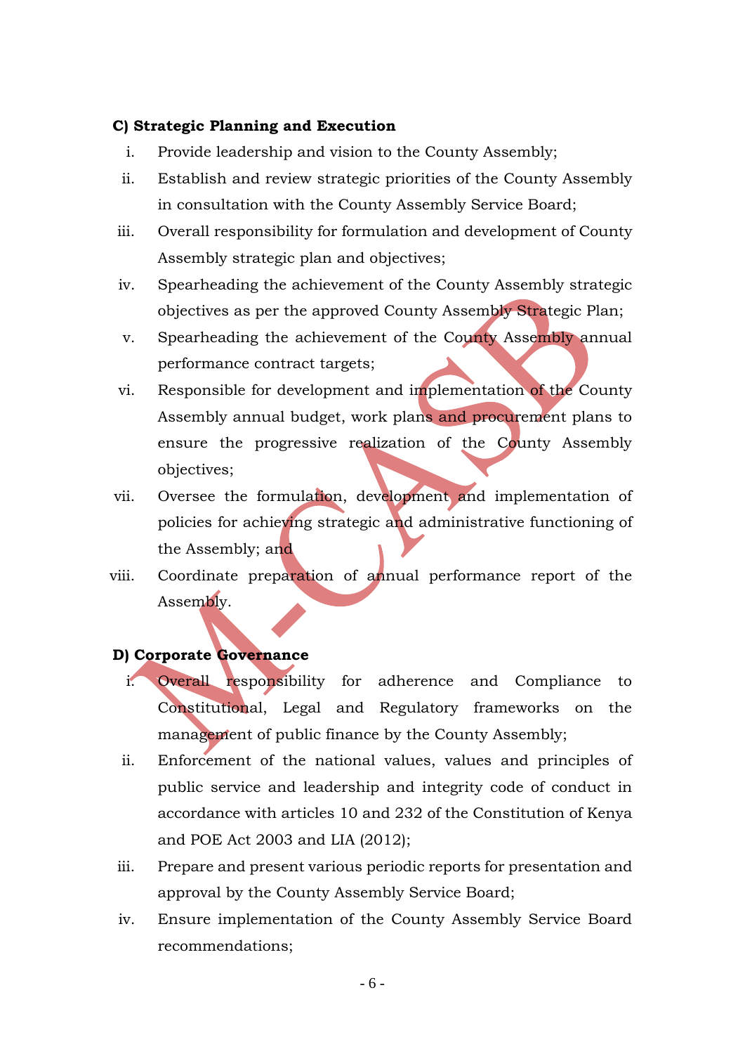**C) Strategic Planning and Execution**

i. Provide leadership and vision to the County Assembly;
ii. Establish and review strategic priorities of the County Assembly in consultation with the County Assembly Service Board;
iii. Overall responsibility for formulation and development of County Assembly strategic plan and objectives;
iv. Spearheading the achievement of the County Assembly strategic objectives as per the approved County Assembly Strategic Plan;
v. Spearheading the achievement of the County Assembly annual performance contract targets;
vi. Responsible for development and implementation of the County Assembly annual budget, work plans and procurement plans to ensure the progressive realization of the County Assembly objectives;
vii. Oversee the formulation, development and implementation of policies for achieving strategic and administrative functioning of the Assembly; and
viii. Coordinate preparation of annual performance report of the Assembly.

**D) Corporate Governance**

i. Overall responsibility for adherence and Compliance to Constitutional, Legal and Regulatory frameworks on the management of public finance by the County Assembly;
ii. Enforcement of the national values, values and principles of public service and leadership and integrity code of conduct in accordance with articles 10 and 232 of the Constitution of Kenya and POE Act 2003 and LIA (2012);
iii. Prepare and present various periodic reports for presentation and approval by the County Assembly Service Board;
iv. Ensure implementation of the County Assembly Service Board recommendations;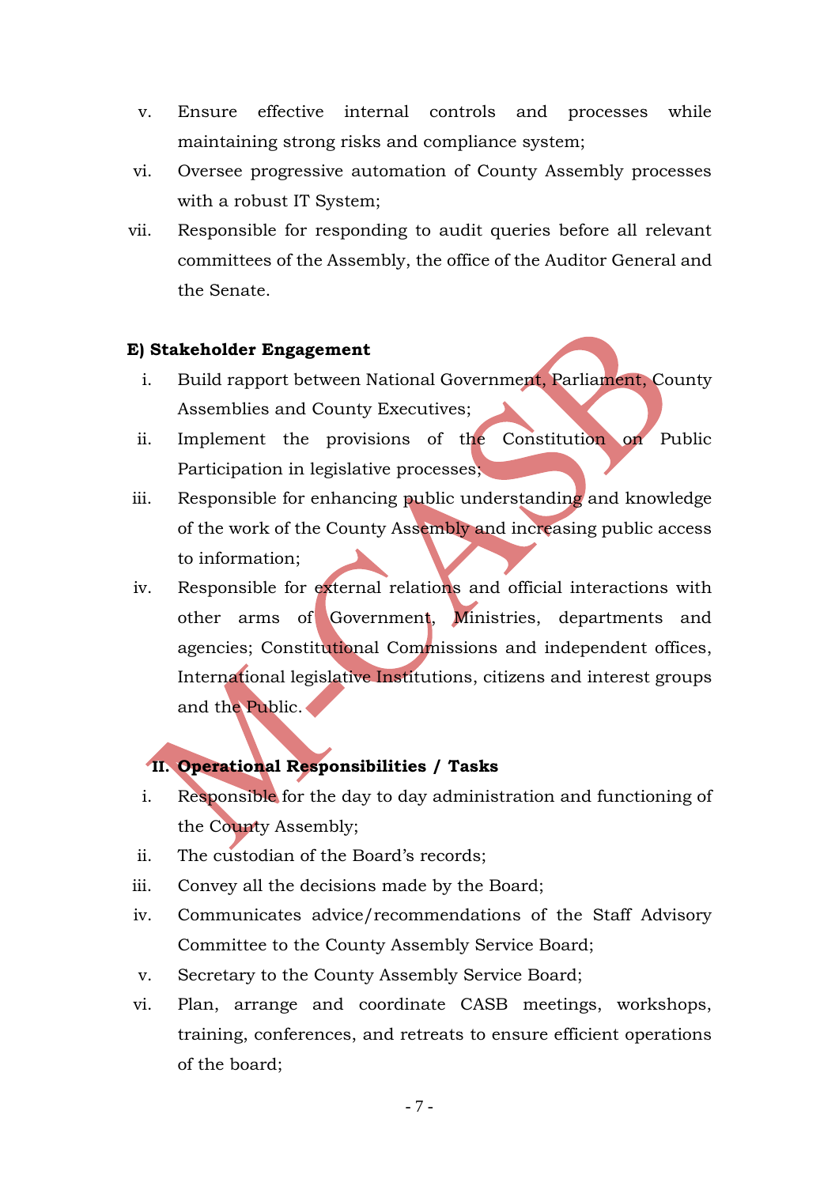v. Ensure effective internal controls and processes while maintaining strong risks and compliance system;
vi. Oversee progressive automation of County Assembly processes with a robust IT System;
vii. Responsible for responding to audit queries before all relevant committees of the Assembly, the office of the Auditor General and the Senate.

**E) Stakeholder Engagement**

i. Build rapport between National Government, Parliament, County Assemblies and County Executives;
ii. Implement the provisions of the Constitution on Public Participation in legislative processes;
iii. Responsible for enhancing public understanding and knowledge of the work of the County Assembly and increasing public access to information;
iv. Responsible for external relations and official interactions with other arms of Government, Ministries, departments and agencies; Constitutional Commissions and independent offices, International legislative Institutions, citizens and interest groups and the Public.

**II. Operational Responsibilities / Tasks**

i. Responsible for the day to day administration and functioning of the County Assembly;
ii. The custodian of the Board's records;
iii. Convey all the decisions made by the Board;
iv. Communicates advice/recommendations of the Staff Advisory Committee to the County Assembly Service Board;
v. Secretary to the County Assembly Service Board;
vi. Plan, arrange and coordinate CASB meetings, workshops, training, conferences, and retreats to ensure efficient operations of the board;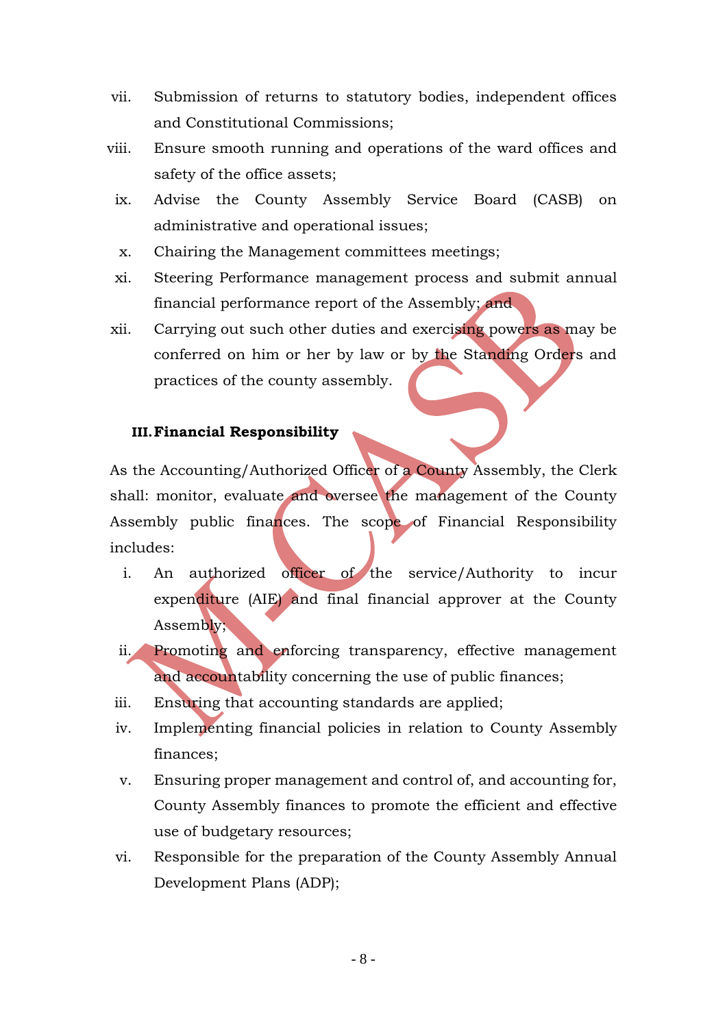vii. Submission of returns to statutory bodies, independent offices and Constitutional Commissions;

viii. Ensure smooth running and operations of the ward offices and safety of the office assets;

ix. Advise the County Assembly Service Board (CASB) on administrative and operational issues;

x. Chairing the Management committees meetings;

xi. Steering Performance management process and submit annual financial performance report of the Assembly; and

xii. Carrying out such other duties and exercising powers as may be conferred on him or her by law or by the Standing Orders and practices of the county assembly.

### III. Financial Responsibility

As the Accounting/Authorized Officer of a County Assembly, the Clerk shall: monitor, evaluate and oversee the management of the County Assembly public finances. The scope of Financial Responsibility includes:

i. An authorized officer of the service/Authority to incur expenditure (AIE) and final financial approver at the County Assembly;

ii. Promoting and enforcing transparency, effective management and accountability concerning the use of public finances;

iii. Ensuring that accounting standards are applied;

iv. Implementing financial policies in relation to County Assembly finances;

v. Ensuring proper management and control of, and accounting for, County Assembly finances to promote the efficient and effective use of budgetary resources;

vi. Responsible for the preparation of the County Assembly Annual Development Plans (ADP);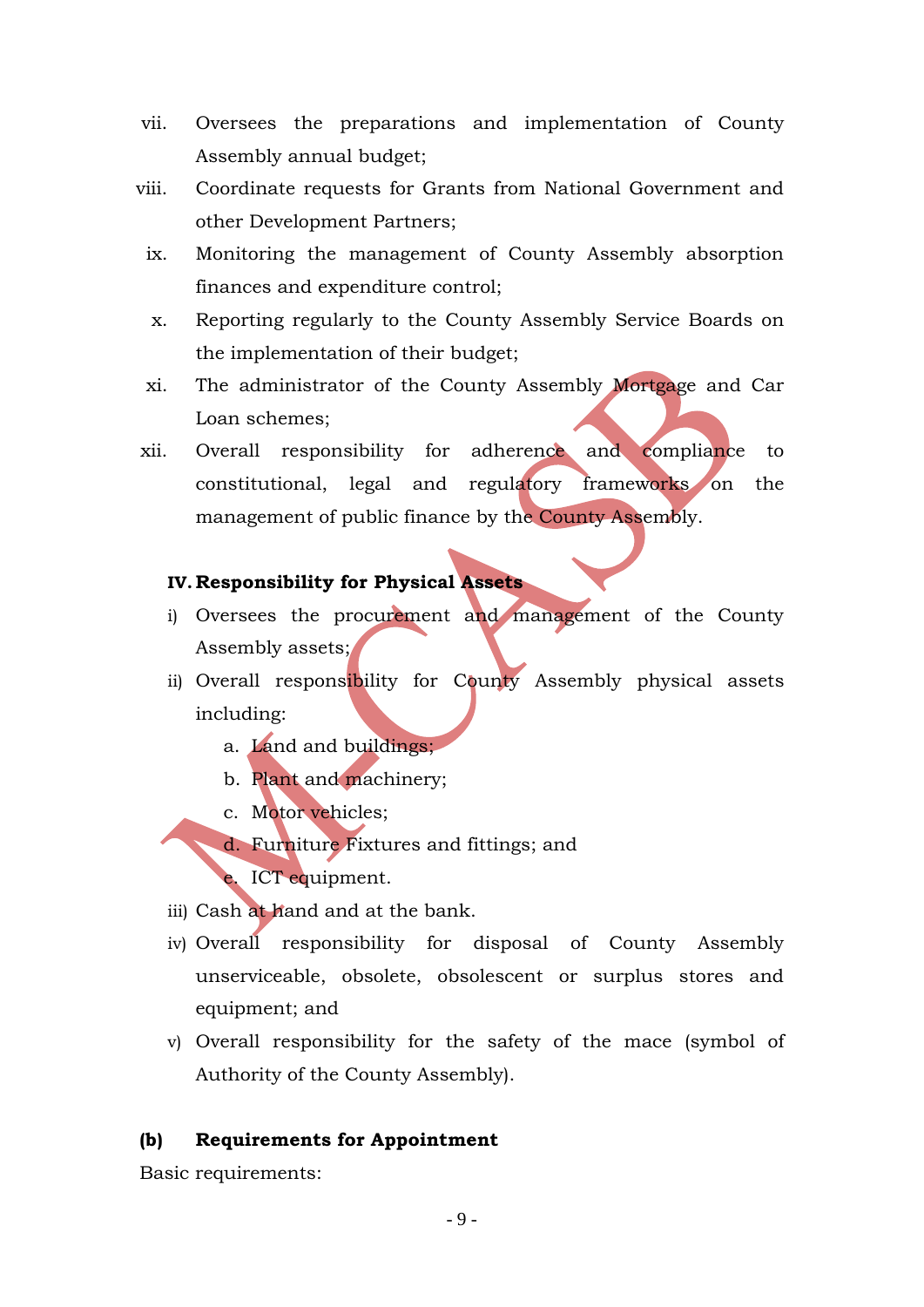vii. Oversees the preparations and implementation of County Assembly annual budget;

viii. Coordinate requests for Grants from National Government and other Development Partners;

ix. Monitoring the management of County Assembly absorption finances and expenditure control;

x. Reporting regularly to the County Assembly Service Boards on the implementation of their budget;

xi. The administrator of the County Assembly Mortgage and Car Loan schemes;

xii. Overall responsibility for adherence and compliance to constitutional, legal and regulatory frameworks on the management of public finance by the County Assembly.

**IV. Responsibility for Physical Assets**

i) Oversees the procurement and management of the County Assembly assets;

ii) Overall responsibility for County Assembly physical assets including:

   a. Land and buildings;

   b. Plant and machinery;

   c. Motor vehicles;

   d. Furniture Fixtures and fittings; and

   e. ICT equipment.

iii) Cash at hand and at the bank.

iv) Overall responsibility for disposal of County Assembly unserviceable, obsolete, obsolescent or surplus stores and equipment; and

v) Overall responsibility for the safety of the mace (symbol of Authority of the County Assembly).

**(b) Requirements for Appointment**

Basic requirements: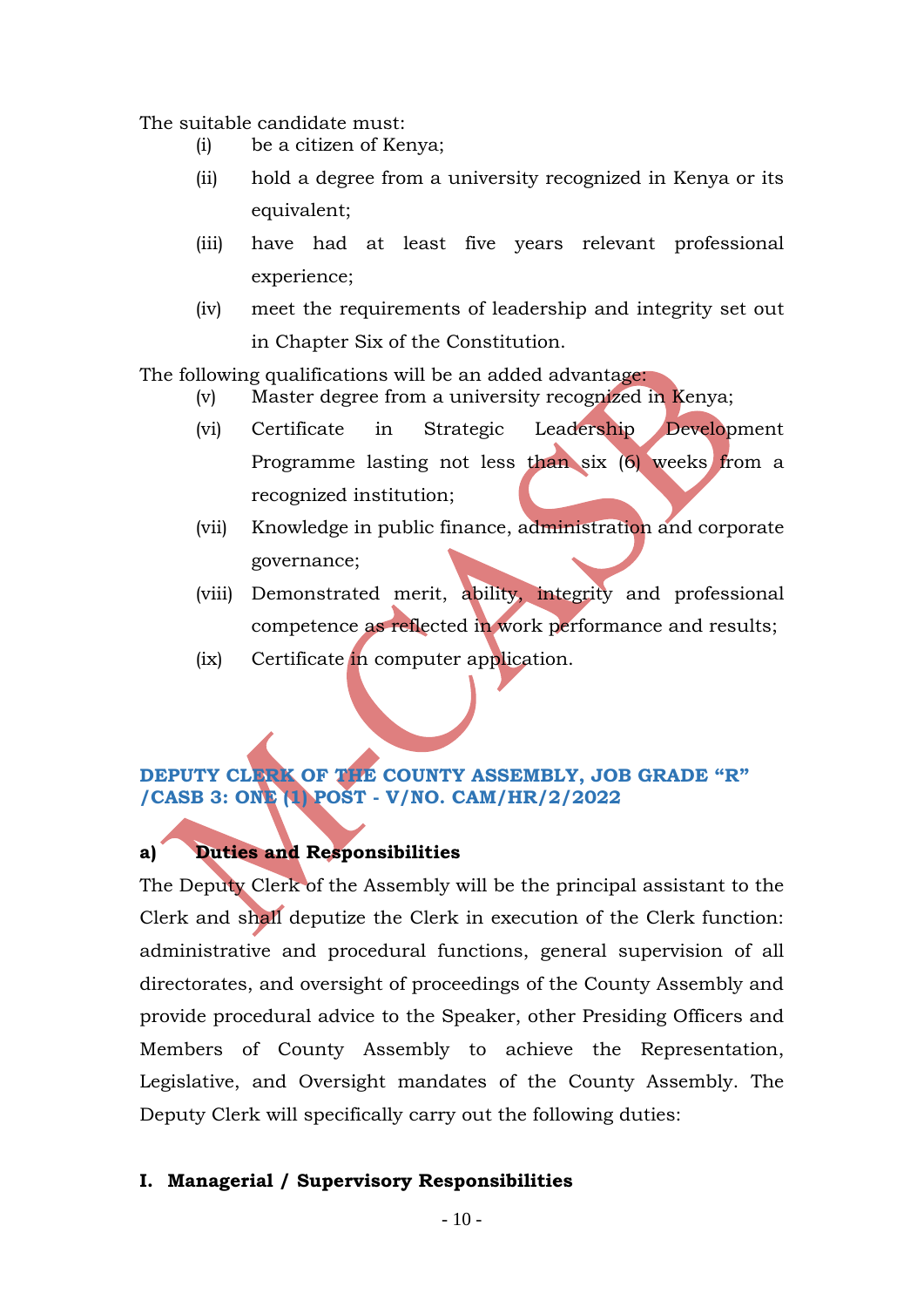The suitable candidate must:

(i) be a citizen of Kenya;

(ii) hold a degree from a university recognized in Kenya or its equivalent;

(iii) have had at least five years relevant professional experience;

(iv) meet the requirements of leadership and integrity set out in Chapter Six of the Constitution.

The following qualifications will be an added advantage:

(v) Master degree from a university recognized in Kenya;

(vi) Certificate in Strategic Leadership Development Programme lasting not less than six (6) weeks from a recognized institution;

(vii) Knowledge in public finance, administration and corporate governance;

(viii) Demonstrated merit, ability, integrity and professional competence as reflected in work performance and results;

(ix) Certificate in computer application.

## DEPUTY CLERK OF THE COUNTY ASSEMBLY, JOB GRADE "R" /CASB 3: ONE (1) POST - V/NO. CAM/HR/2/2022

### a) Duties and Responsibilities

The Deputy Clerk of the Assembly will be the principal assistant to the Clerk and shall deputize the Clerk in execution of the Clerk function: administrative and procedural functions, general supervision of all directorates, and oversight of proceedings of the County Assembly and provide procedural advice to the Speaker, other Presiding Officers and Members of County Assembly to achieve the Representation, Legislative, and Oversight mandates of the County Assembly. The Deputy Clerk will specifically carry out the following duties:

#### I. Managerial / Supervisory Responsibilities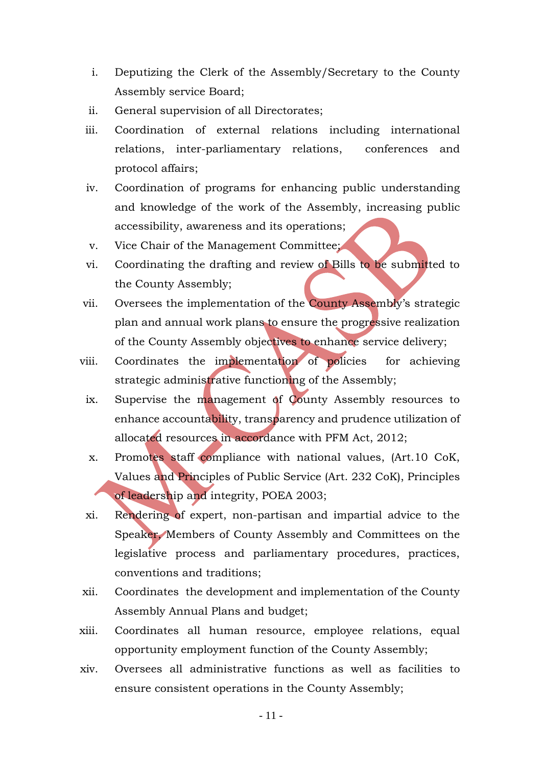i. Deputizing the Clerk of the Assembly/Secretary to the County Assembly service Board;
ii. General supervision of all Directorates;
iii. Coordination of external relations including international relations, inter-parliamentary relations, conferences and protocol affairs;
iv. Coordination of programs for enhancing public understanding and knowledge of the work of the Assembly, increasing public accessibility, awareness and its operations;
v. Vice Chair of the Management Committee;
vi. Coordinating the drafting and review of Bills to be submitted to the County Assembly;
vii. Oversees the implementation of the County Assembly's strategic plan and annual work plans to ensure the progressive realization of the County Assembly objectives to enhance service delivery;
viii. Coordinates the implementation of policies for achieving strategic administrative functioning of the Assembly;
ix. Supervise the management of County Assembly resources to enhance accountability, transparency and prudence utilization of allocated resources in accordance with PFM Act, 2012;
x. Promotes staff compliance with national values, (Art.10 CoK, Values and Principles of Public Service (Art. 232 CoK), Principles of leadership and integrity, POEA 2003;
xi. Rendering of expert, non-partisan and impartial advice to the Speaker, Members of County Assembly and Committees on the legislative process and parliamentary procedures, practices, conventions and traditions;
xii. Coordinates the development and implementation of the County Assembly Annual Plans and budget;
xiii. Coordinates all human resource, employee relations, equal opportunity employment function of the County Assembly;
xiv. Oversees all administrative functions as well as facilities to ensure consistent operations in the County Assembly;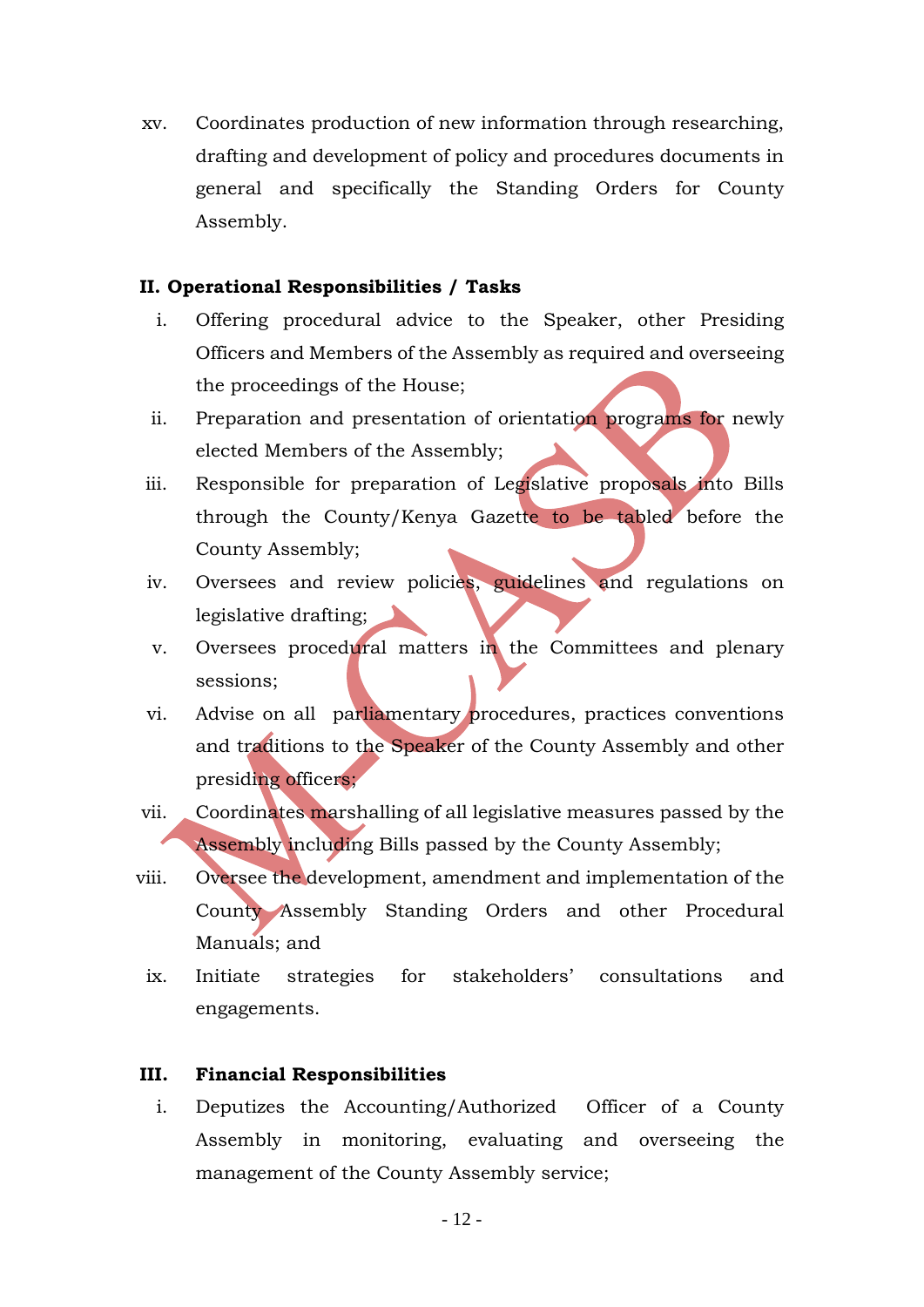xv. Coordinates production of new information through researching, drafting and development of policy and procedures documents in general and specifically the Standing Orders for County Assembly.

**II. Operational Responsibilities / Tasks**

i. Offering procedural advice to the Speaker, other Presiding Officers and Members of the Assembly as required and overseeing the proceedings of the House;

ii. Preparation and presentation of orientation programs for newly elected Members of the Assembly;

iii. Responsible for preparation of Legislative proposals into Bills through the County/Kenya Gazette to be tabled before the County Assembly;

iv. Oversees and review policies, guidelines and regulations on legislative drafting;

v. Oversees procedural matters in the Committees and plenary sessions;

vi. Advise on all parliamentary procedures, practices conventions and traditions to the Speaker of the County Assembly and other presiding officers;

vii. Coordinates marshalling of all legislative measures passed by the Assembly including Bills passed by the County Assembly;

viii. Oversee the development, amendment and implementation of the County Assembly Standing Orders and other Procedural Manuals; and

ix. Initiate strategies for stakeholders' consultations and engagements.

**III. Financial Responsibilities**

i. Deputizes the Accounting/Authorized Officer of a County Assembly in monitoring, evaluating and overseeing the management of the County Assembly service;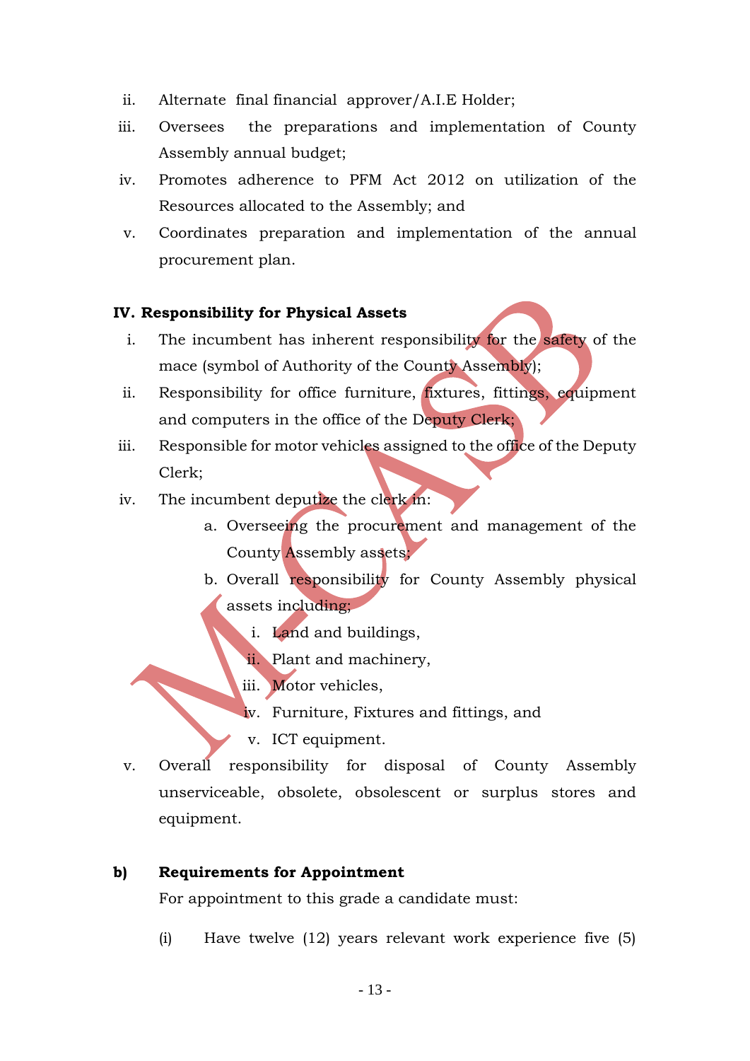ii. Alternate final financial approver/A.I.E Holder;

iii. Oversees the preparations and implementation of County Assembly annual budget;

iv. Promotes adherence to PFM Act 2012 on utilization of the Resources allocated to the Assembly; and

v. Coordinates preparation and implementation of the annual procurement plan.

**IV. Responsibility for Physical Assets**

i. The incumbent has inherent responsibility for the safety of the mace (symbol of Authority of the County Assembly);

ii. Responsibility for office furniture, fixtures, fittings, equipment and computers in the office of the Deputy Clerk;

iii. Responsible for motor vehicles assigned to the office of the Deputy Clerk;

iv. The incumbent deputize the clerk in:

   a. Overseeing the procurement and management of the County Assembly assets;

   b. Overall responsibility for County Assembly physical assets including;

      i. Land and buildings,
      ii. Plant and machinery,
      iii. Motor vehicles,
      iv. Furniture, Fixtures and fittings, and
      v. ICT equipment.

v. Overall responsibility for disposal of County Assembly unserviceable, obsolete, obsolescent or surplus stores and equipment.

**b) Requirements for Appointment**

For appointment to this grade a candidate must:

(i) Have twelve (12) years relevant work experience five (5)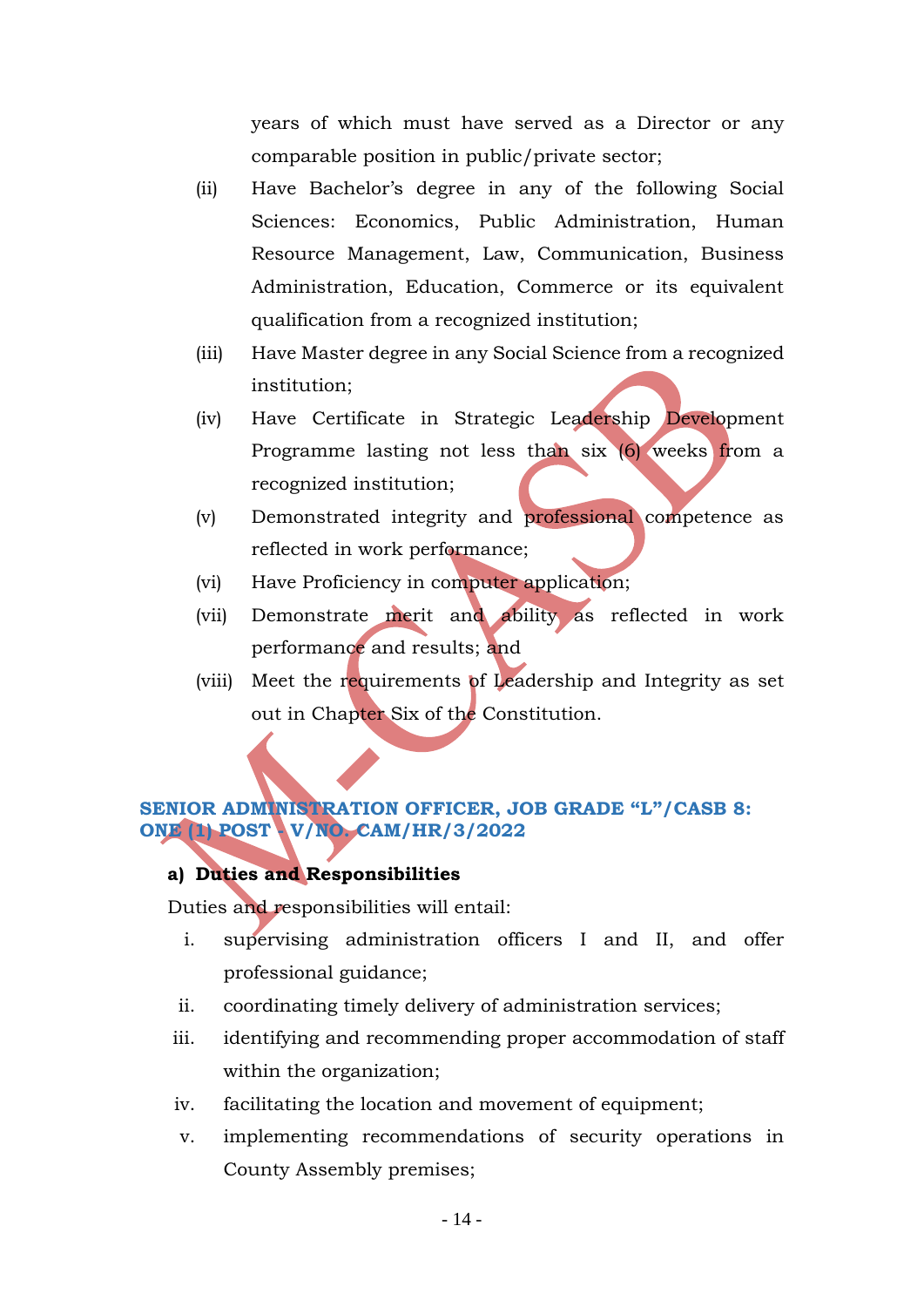years of which must have served as a Director or any comparable position in public/private sector;

(ii) Have Bachelor's degree in any of the following Social Sciences: Economics, Public Administration, Human Resource Management, Law, Communication, Business Administration, Education, Commerce or its equivalent qualification from a recognized institution;

(iii) Have Master degree in any Social Science from a recognized institution;

(iv) Have Certificate in Strategic Leadership Development Programme lasting not less than six (6) weeks from a recognized institution;

(v) Demonstrated integrity and professional competence as reflected in work performance;

(vi) Have Proficiency in computer application;

(vii) Demonstrate merit and ability as reflected in work performance and results; and

(viii) Meet the requirements of Leadership and Integrity as set out in Chapter Six of the Constitution.

## SENIOR ADMINISTRATION OFFICER, JOB GRADE "L"/CASB 8: ONE (1) POST - V/NO. CAM/HR/3/2022

**a) Duties and Responsibilities**

Duties and responsibilities will entail:

i. supervising administration officers I and II, and offer professional guidance;
ii. coordinating timely delivery of administration services;
iii. identifying and recommending proper accommodation of staff within the organization;
iv. facilitating the location and movement of equipment;
v. implementing recommendations of security operations in County Assembly premises;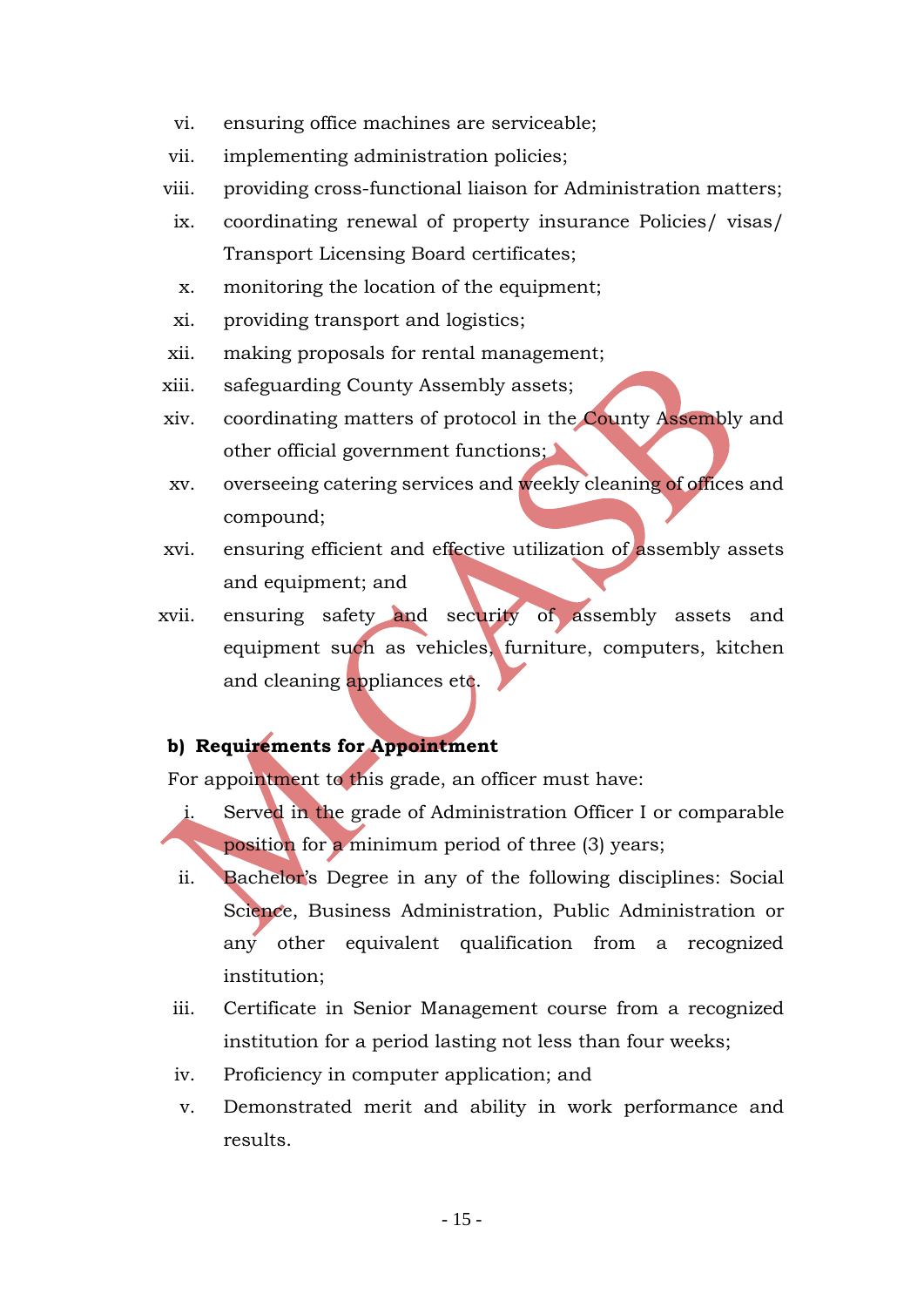vi. ensuring office machines are serviceable;
vii. implementing administration policies;
viii. providing cross-functional liaison for Administration matters;
ix. coordinating renewal of property insurance Policies/ visas/ Transport Licensing Board certificates;
x. monitoring the location of the equipment;
xi. providing transport and logistics;
xii. making proposals for rental management;
xiii. safeguarding County Assembly assets;
xiv. coordinating matters of protocol in the County Assembly and other official government functions;
xv. overseeing catering services and weekly cleaning of offices and compound;
xvi. ensuring efficient and effective utilization of assembly assets and equipment; and
xvii. ensuring safety and security of assembly assets and equipment such as vehicles, furniture, computers, kitchen and cleaning appliances etc.

**b) Requirements for Appointment**

For appointment to this grade, an officer must have:

i. Served in the grade of Administration Officer I or comparable position for a minimum period of three (3) years;
ii. Bachelor's Degree in any of the following disciplines: Social Science, Business Administration, Public Administration or any other equivalent qualification from a recognized institution;
iii. Certificate in Senior Management course from a recognized institution for a period lasting not less than four weeks;
iv. Proficiency in computer application; and
v. Demonstrated merit and ability in work performance and results.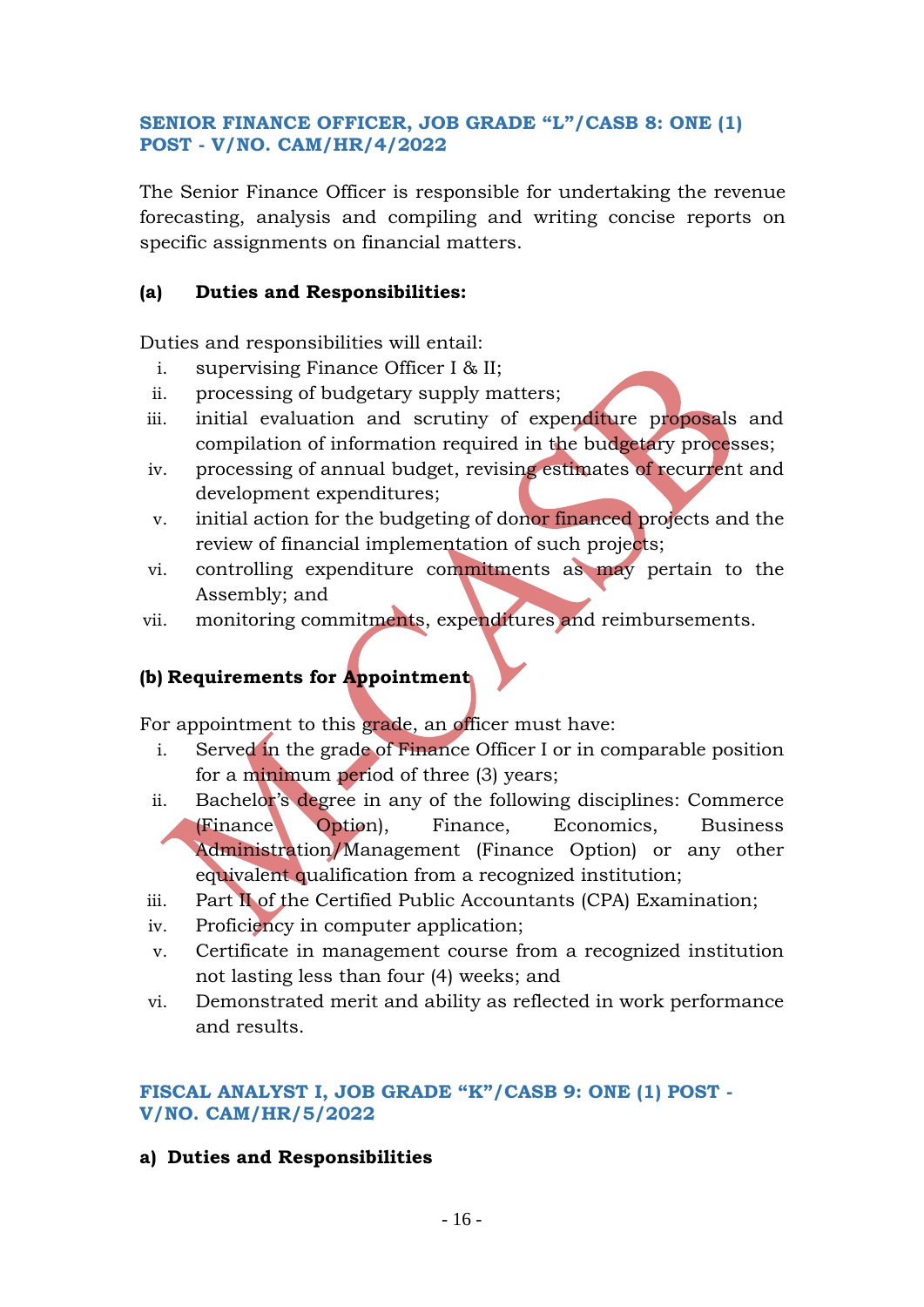### SENIOR FINANCE OFFICER, JOB GRADE "L"/CASB 8: ONE (1) POST - V/NO. CAM/HR/4/2022

The Senior Finance Officer is responsible for undertaking the revenue forecasting, analysis and compiling and writing concise reports on specific assignments on financial matters.

**(a) Duties and Responsibilities:**

Duties and responsibilities will entail:

i. supervising Finance Officer I & II;
ii. processing of budgetary supply matters;
iii. initial evaluation and scrutiny of expenditure proposals and compilation of information required in the budgetary processes;
iv. processing of annual budget, revising estimates of recurrent and development expenditures;
v. initial action for the budgeting of donor financed projects and the review of financial implementation of such projects;
vi. controlling expenditure commitments as may pertain to the Assembly; and
vii. monitoring commitments, expenditures and reimbursements.

**(b) Requirements for Appointment**

For appointment to this grade, an officer must have:

i. Served in the grade of Finance Officer I or in comparable position for a minimum period of three (3) years;
ii. Bachelor's degree in any of the following disciplines: Commerce (Finance Option), Finance, Economics, Business Administration/Management (Finance Option) or any other equivalent qualification from a recognized institution;
iii. Part II of the Certified Public Accountants (CPA) Examination;
iv. Proficiency in computer application;
v. Certificate in management course from a recognized institution not lasting less than four (4) weeks; and
vi. Demonstrated merit and ability as reflected in work performance and results.

### FISCAL ANALYST I, JOB GRADE "K"/CASB 9: ONE (1) POST - V/NO. CAM/HR/5/2022

**a) Duties and Responsibilities**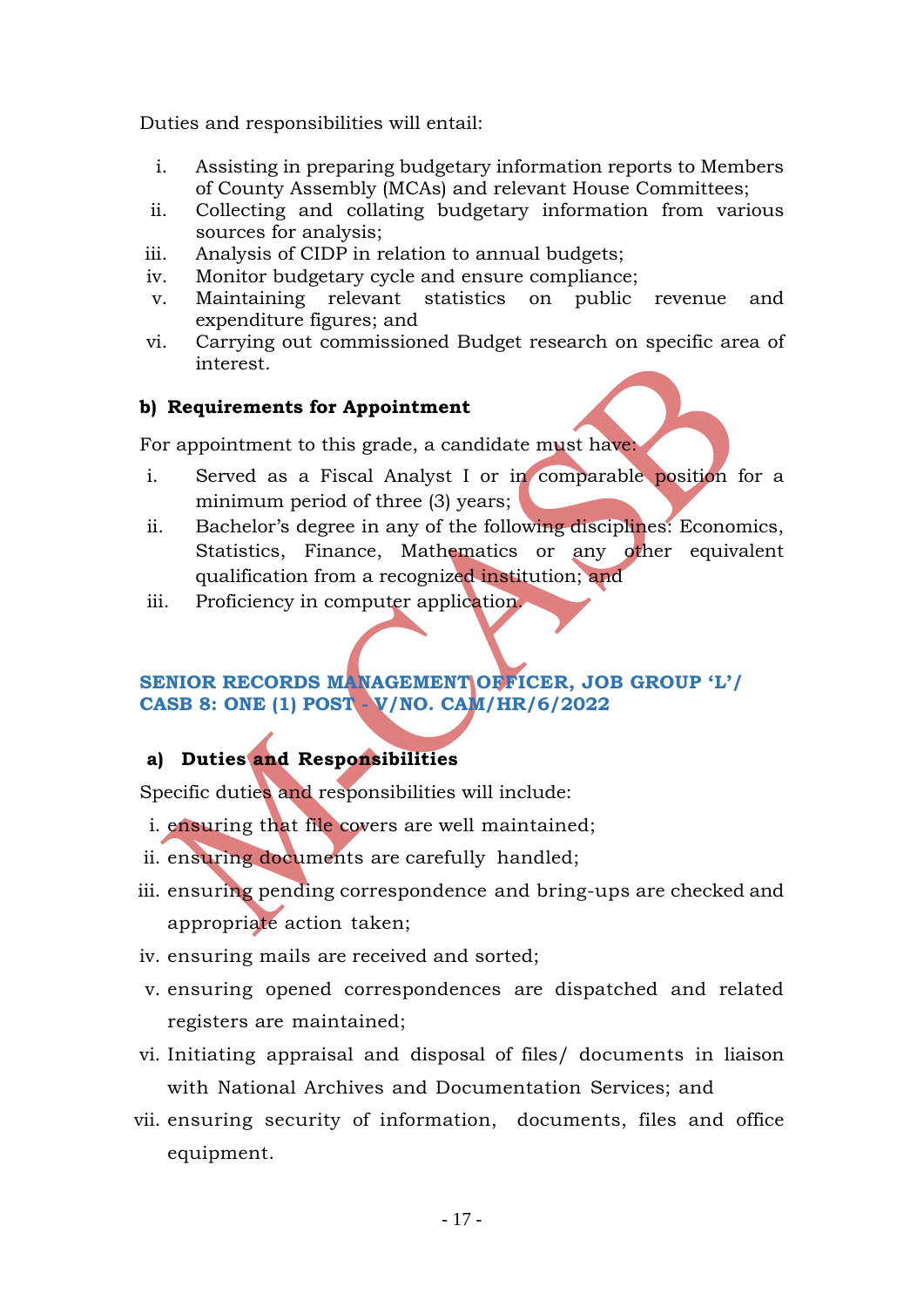Duties and responsibilities will entail:

i. Assisting in preparing budgetary information reports to Members of County Assembly (MCAs) and relevant House Committees;
ii. Collecting and collating budgetary information from various sources for analysis;
iii. Analysis of CIDP in relation to annual budgets;
iv. Monitor budgetary cycle and ensure compliance;
v. Maintaining relevant statistics on public revenue and expenditure figures; and
vi. Carrying out commissioned Budget research on specific area of interest.

**b) Requirements for Appointment**

For appointment to this grade, a candidate must have:

i. Served as a Fiscal Analyst I or in comparable position for a minimum period of three (3) years;
ii. Bachelor's degree in any of the following disciplines: Economics, Statistics, Finance, Mathematics or any other equivalent qualification from a recognized institution; and
iii. Proficiency in computer application.

## SENIOR RECORDS MANAGEMENT OFFICER, JOB GROUP 'L'/ CASB 8: ONE (1) POST - V/NO. CAM/HR/6/2022

**a) Duties and Responsibilities**

Specific duties and responsibilities will include:

i. ensuring that file covers are well maintained;
ii. ensuring documents are carefully handled;
iii. ensuring pending correspondence and bring-ups are checked and appropriate action taken;
iv. ensuring mails are received and sorted;
v. ensuring opened correspondences are dispatched and related registers are maintained;
vi. Initiating appraisal and disposal of files/ documents in liaison with National Archives and Documentation Services; and
vii. ensuring security of information, documents, files and office equipment.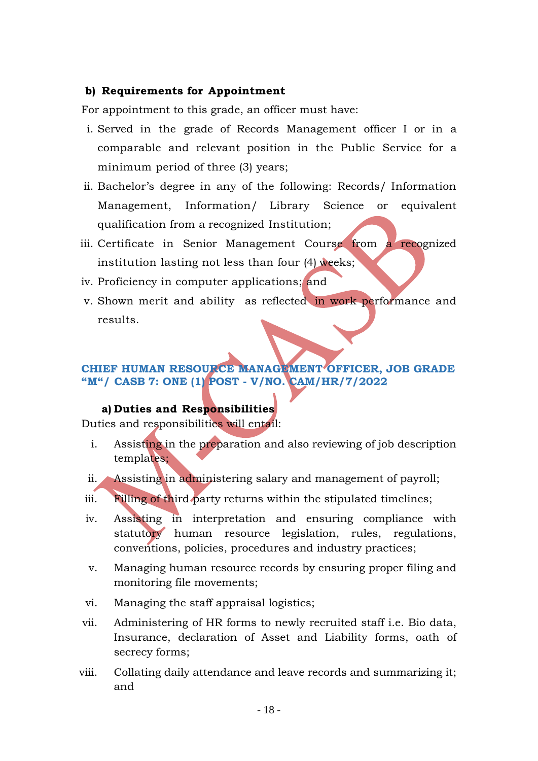**b) Requirements for Appointment**

For appointment to this grade, an officer must have:

i. Served in the grade of Records Management officer I or in a comparable and relevant position in the Public Service for a minimum period of three (3) years;
ii. Bachelor's degree in any of the following: Records/ Information Management, Information/ Library Science or equivalent qualification from a recognized Institution;
iii. Certificate in Senior Management Course from a recognized institution lasting not less than four (4) weeks;
iv. Proficiency in computer applications; and
v. Shown merit and ability as reflected in work performance and results.

## CHIEF HUMAN RESOURCE MANAGEMENT OFFICER, JOB GRADE "M"/ CASB 7: ONE (1) POST - V/NO. CAM/HR/7/2022

**a) Duties and Responsibilities**

Duties and responsibilities will entail:

i. Assisting in the preparation and also reviewing of job description templates;
ii. Assisting in administering salary and management of payroll;
iii. Filling of third party returns within the stipulated timelines;
iv. Assisting in interpretation and ensuring compliance with statutory human resource legislation, rules, regulations, conventions, policies, procedures and industry practices;
v. Managing human resource records by ensuring proper filing and monitoring file movements;
vi. Managing the staff appraisal logistics;
vii. Administering of HR forms to newly recruited staff i.e. Bio data, Insurance, declaration of Asset and Liability forms, oath of secrecy forms;
viii. Collating daily attendance and leave records and summarizing it; and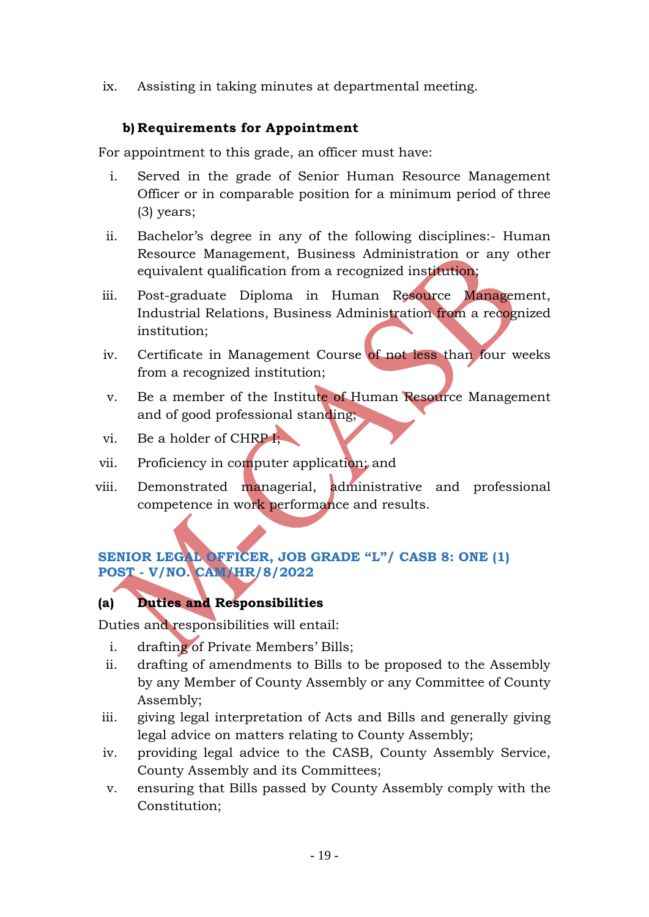ix. Assisting in taking minutes at departmental meeting.

**b) Requirements for Appointment**

For appointment to this grade, an officer must have:

i. Served in the grade of Senior Human Resource Management Officer or in comparable position for a minimum period of three (3) years;

ii. Bachelor's degree in any of the following disciplines:- Human Resource Management, Business Administration or any other equivalent qualification from a recognized institution;

iii. Post-graduate Diploma in Human Resource Management, Industrial Relations, Business Administration from a recognized institution;

iv. Certificate in Management Course of not less than four weeks from a recognized institution;

v. Be a member of the Institute of Human Resource Management and of good professional standing;

vi. Be a holder of CHRP I;

vii. Proficiency in computer application; and

viii. Demonstrated managerial, administrative and professional competence in work performance and results.

## SENIOR LEGAL OFFICER, JOB GRADE "L"/ CASB 8: ONE (1) POST - V/NO. CAM/HR/8/2022

**(a) Duties and Responsibilities**

Duties and responsibilities will entail:

i. drafting of Private Members' Bills;

ii. drafting of amendments to Bills to be proposed to the Assembly by any Member of County Assembly or any Committee of County Assembly;

iii. giving legal interpretation of Acts and Bills and generally giving legal advice on matters relating to County Assembly;

iv. providing legal advice to the CASB, County Assembly Service, County Assembly and its Committees;

v. ensuring that Bills passed by County Assembly comply with the Constitution;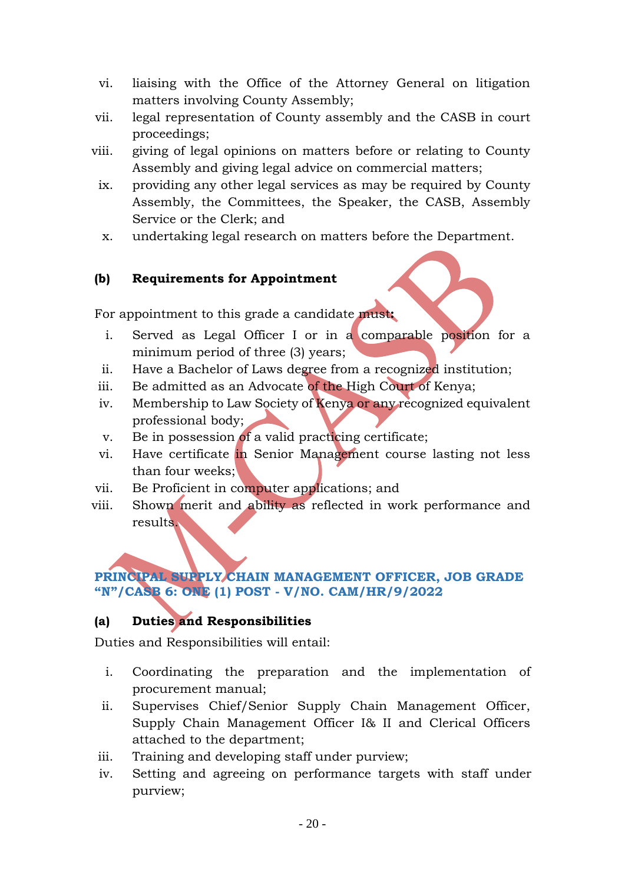vi. liaising with the Office of the Attorney General on litigation matters involving County Assembly;
vii. legal representation of County assembly and the CASB in court proceedings;
viii. giving of legal opinions on matters before or relating to County Assembly and giving legal advice on commercial matters;
ix. providing any other legal services as may be required by County Assembly, the Committees, the Speaker, the CASB, Assembly Service or the Clerk; and
x. undertaking legal research on matters before the Department.

**(b) Requirements for Appointment**

For appointment to this grade a candidate must**:**

i. Served as Legal Officer I or in a comparable position for a minimum period of three (3) years;
ii. Have a Bachelor of Laws degree from a recognized institution;
iii. Be admitted as an Advocate of the High Court of Kenya;
iv. Membership to Law Society of Kenya or any recognized equivalent professional body;
v. Be in possession of a valid practicing certificate;
vi. Have certificate in Senior Management course lasting not less than four weeks;
vii. Be Proficient in computer applications; and
viii. Shown merit and ability as reflected in work performance and results.

## PRINCIPAL SUPPLY CHAIN MANAGEMENT OFFICER, JOB GRADE "N"/CASB 6: ONE (1) POST - V/NO. CAM/HR/9/2022

**(a) Duties and Responsibilities**

Duties and Responsibilities will entail:

i. Coordinating the preparation and the implementation of procurement manual;
ii. Supervises Chief/Senior Supply Chain Management Officer, Supply Chain Management Officer I& II and Clerical Officers attached to the department;
iii. Training and developing staff under purview;
iv. Setting and agreeing on performance targets with staff under purview;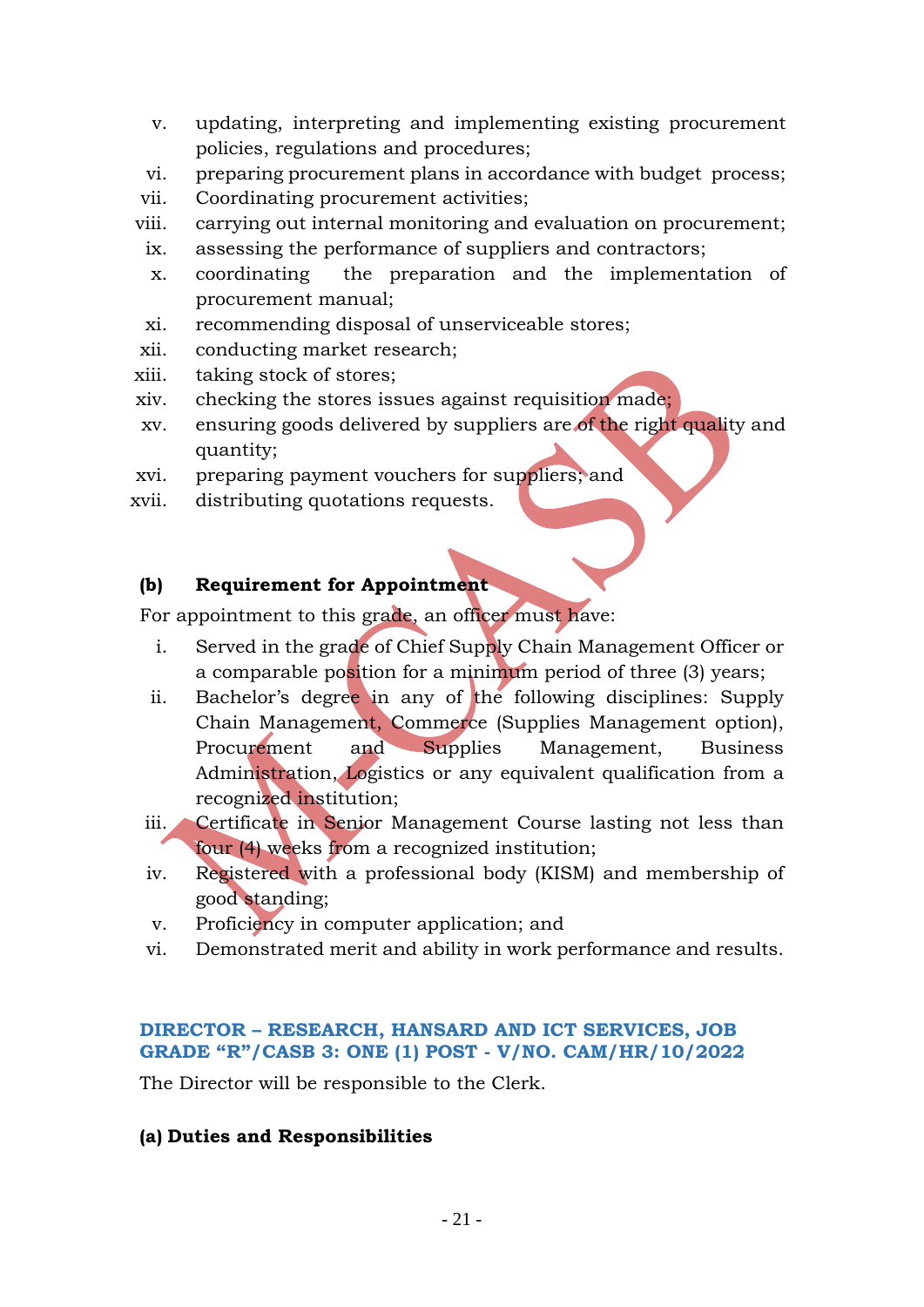v. updating, interpreting and implementing existing procurement policies, regulations and procedures;
vi. preparing procurement plans in accordance with budget process;
vii. Coordinating procurement activities;
viii. carrying out internal monitoring and evaluation on procurement;
ix. assessing the performance of suppliers and contractors;
x. coordinating the preparation and the implementation of procurement manual;
xi. recommending disposal of unserviceable stores;
xii. conducting market research;
xiii. taking stock of stores;
xiv. checking the stores issues against requisition made;
xv. ensuring goods delivered by suppliers are of the right quality and quantity;
xvi. preparing payment vouchers for suppliers; and
xvii. distributing quotations requests.

**(b) Requirement for Appointment**

For appointment to this grade, an officer must have:

i. Served in the grade of Chief Supply Chain Management Officer or a comparable position for a minimum period of three (3) years;
ii. Bachelor's degree in any of the following disciplines: Supply Chain Management, Commerce (Supplies Management option), Procurement and Supplies Management, Business Administration, Logistics or any equivalent qualification from a recognized institution;
iii. Certificate in Senior Management Course lasting not less than four (4) weeks from a recognized institution;
iv. Registered with a professional body (KISM) and membership of good standing;
v. Proficiency in computer application; and
vi. Demonstrated merit and ability in work performance and results.

## DIRECTOR – RESEARCH, HANSARD AND ICT SERVICES, JOB GRADE "R"/CASB 3: ONE (1) POST - V/NO. CAM/HR/10/2022

The Director will be responsible to the Clerk.

**(a) Duties and Responsibilities**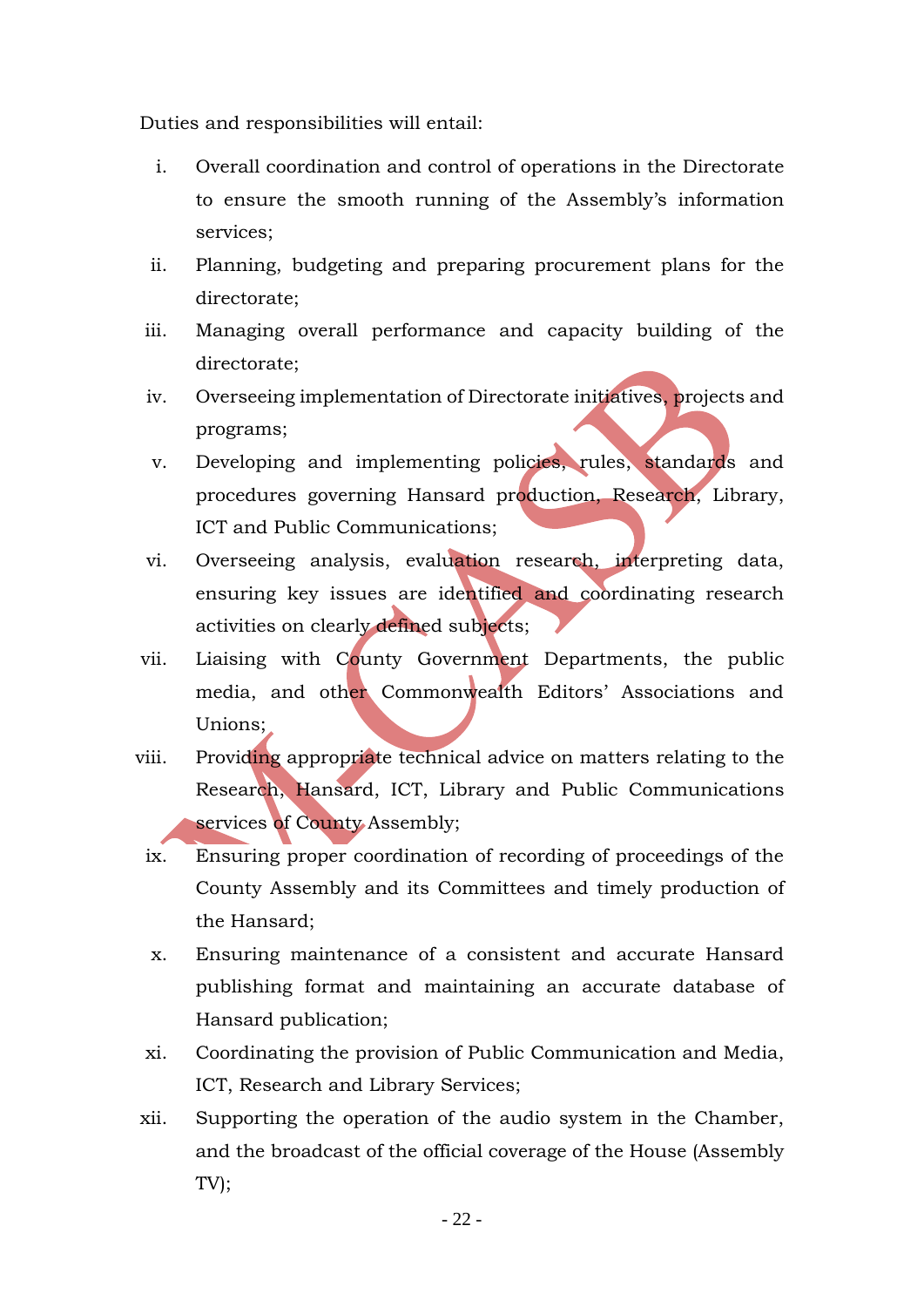Duties and responsibilities will entail:

i. Overall coordination and control of operations in the Directorate to ensure the smooth running of the Assembly's information services;
ii. Planning, budgeting and preparing procurement plans for the directorate;
iii. Managing overall performance and capacity building of the directorate;
iv. Overseeing implementation of Directorate initiatives, projects and programs;
v. Developing and implementing policies, rules, standards and procedures governing Hansard production, Research, Library, ICT and Public Communications;
vi. Overseeing analysis, evaluation research, interpreting data, ensuring key issues are identified and coordinating research activities on clearly defined subjects;
vii. Liaising with County Government Departments, the public media, and other Commonwealth Editors' Associations and Unions;
viii. Providing appropriate technical advice on matters relating to the Research, Hansard, ICT, Library and Public Communications services of County Assembly;
ix. Ensuring proper coordination of recording of proceedings of the County Assembly and its Committees and timely production of the Hansard;
x. Ensuring maintenance of a consistent and accurate Hansard publishing format and maintaining an accurate database of Hansard publication;
xi. Coordinating the provision of Public Communication and Media, ICT, Research and Library Services;
xii. Supporting the operation of the audio system in the Chamber, and the broadcast of the official coverage of the House (Assembly TV);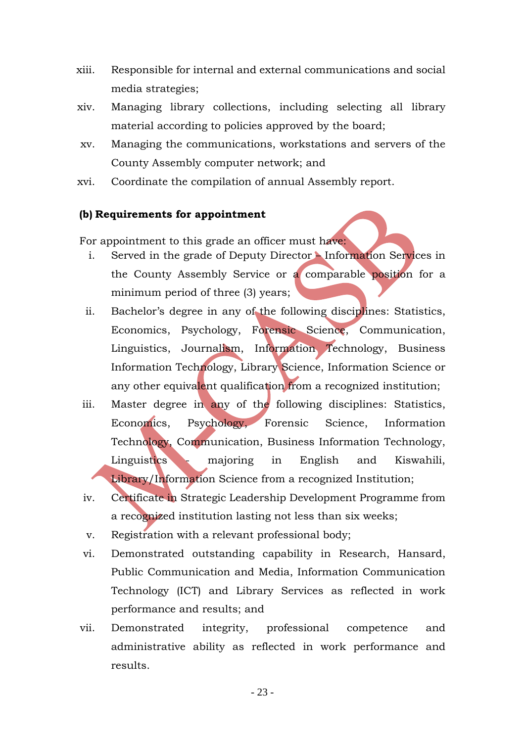xiii. Responsible for internal and external communications and social media strategies;

xiv. Managing library collections, including selecting all library material according to policies approved by the board;

xv. Managing the communications, workstations and servers of the County Assembly computer network; and

xvi. Coordinate the compilation of annual Assembly report.

**(b) Requirements for appointment**

For appointment to this grade an officer must have:

i. Served in the grade of Deputy Director – Information Services in the County Assembly Service or a comparable position for a minimum period of three (3) years;

ii. Bachelor's degree in any of the following disciplines: Statistics, Economics, Psychology, Forensic Science, Communication, Linguistics, Journalism, Information Technology, Business Information Technology, Library Science, Information Science or any other equivalent qualification from a recognized institution;

iii. Master degree in any of the following disciplines: Statistics, Economics, Psychology, Forensic Science, Information Technology, Communication, Business Information Technology, Linguistics - majoring in English and Kiswahili, Library/Information Science from a recognized Institution;

iv. Certificate in Strategic Leadership Development Programme from a recognized institution lasting not less than six weeks;

v. Registration with a relevant professional body;

vi. Demonstrated outstanding capability in Research, Hansard, Public Communication and Media, Information Communication Technology (ICT) and Library Services as reflected in work performance and results; and

vii. Demonstrated integrity, professional competence and administrative ability as reflected in work performance and results.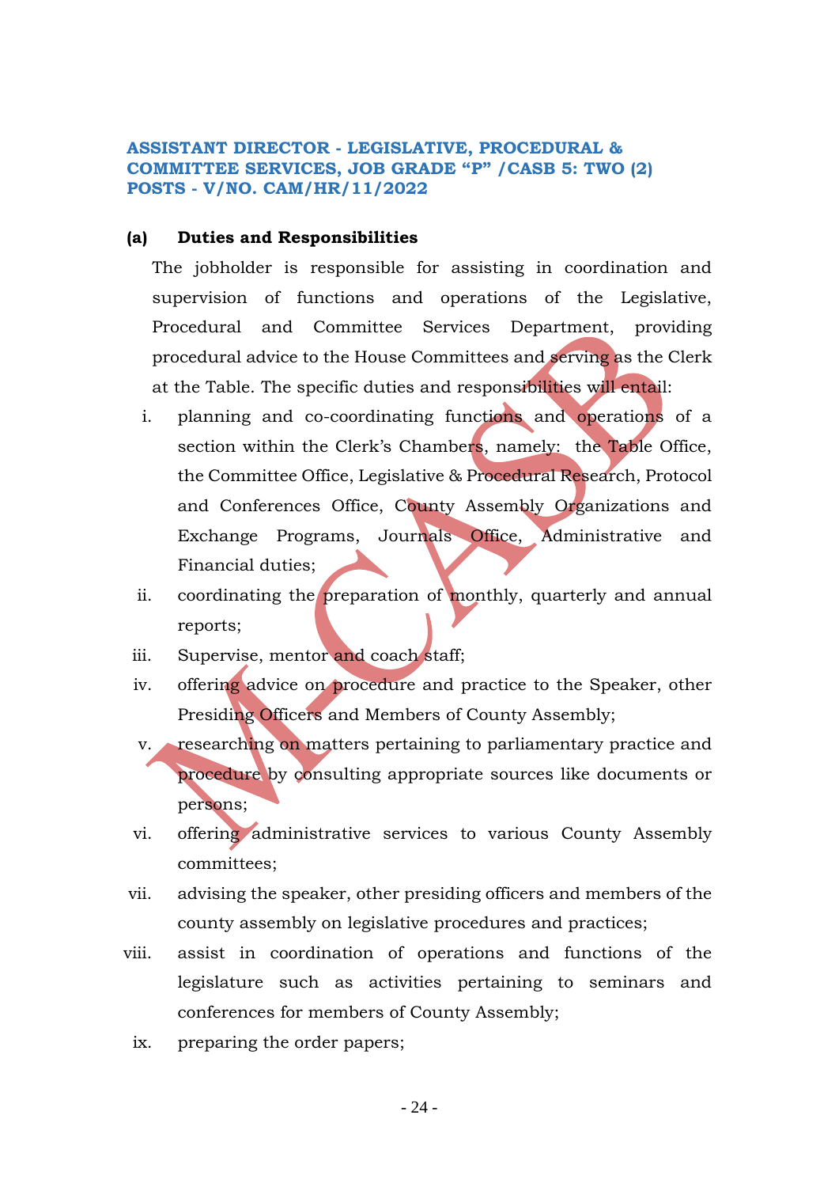### ASSISTANT DIRECTOR - LEGISLATIVE, PROCEDURAL & COMMITTEE SERVICES, JOB GRADE "P" /CASB 5: TWO (2) POSTS - V/NO. CAM/HR/11/2022

**(a) Duties and Responsibilities**

The jobholder is responsible for assisting in coordination and supervision of functions and operations of the Legislative, Procedural and Committee Services Department, providing procedural advice to the House Committees and serving as the Clerk at the Table. The specific duties and responsibilities will entail:

i. planning and co-coordinating functions and operations of a section within the Clerk's Chambers, namely: the Table Office, the Committee Office, Legislative & Procedural Research, Protocol and Conferences Office, County Assembly Organizations and Exchange Programs, Journals Office, Administrative and Financial duties;

ii. coordinating the preparation of monthly, quarterly and annual reports;

iii. Supervise, mentor and coach staff;

iv. offering advice on procedure and practice to the Speaker, other Presiding Officers and Members of County Assembly;

v. researching on matters pertaining to parliamentary practice and procedure by consulting appropriate sources like documents or persons;

vi. offering administrative services to various County Assembly committees;

vii. advising the speaker, other presiding officers and members of the county assembly on legislative procedures and practices;

viii. assist in coordination of operations and functions of the legislature such as activities pertaining to seminars and conferences for members of County Assembly;

ix. preparing the order papers;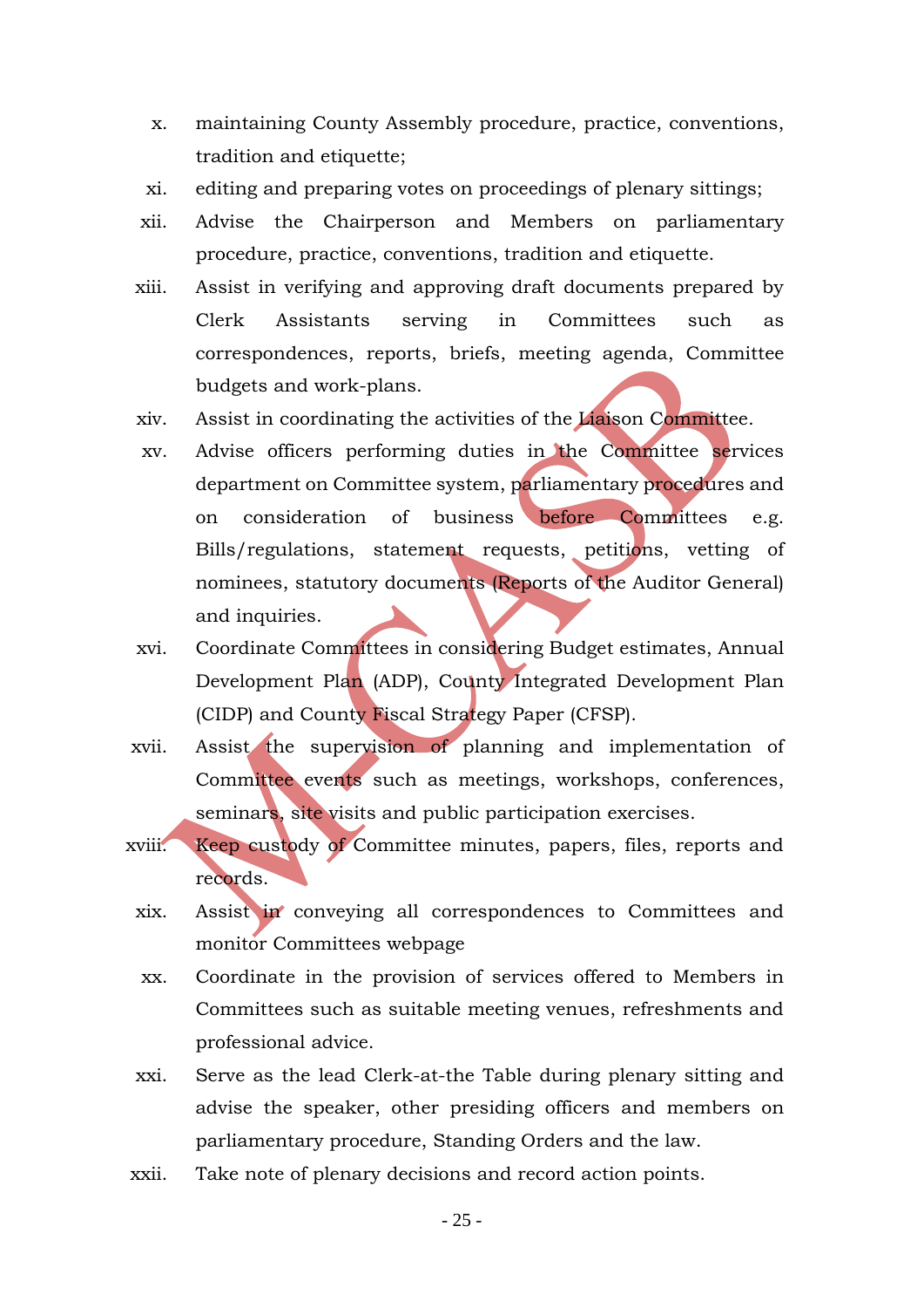x. maintaining County Assembly procedure, practice, conventions, tradition and etiquette;
xi. editing and preparing votes on proceedings of plenary sittings;
xii. Advise the Chairperson and Members on parliamentary procedure, practice, conventions, tradition and etiquette.
xiii. Assist in verifying and approving draft documents prepared by Clerk Assistants serving in Committees such as correspondences, reports, briefs, meeting agenda, Committee budgets and work-plans.
xiv. Assist in coordinating the activities of the Liaison Committee.
xv. Advise officers performing duties in the Committee services department on Committee system, parliamentary procedures and on consideration of business before Committees e.g. Bills/regulations, statement requests, petitions, vetting of nominees, statutory documents (Reports of the Auditor General) and inquiries.
xvi. Coordinate Committees in considering Budget estimates, Annual Development Plan (ADP), County Integrated Development Plan (CIDP) and County Fiscal Strategy Paper (CFSP).
xvii. Assist the supervision of planning and implementation of Committee events such as meetings, workshops, conferences, seminars, site visits and public participation exercises.
xviii. Keep custody of Committee minutes, papers, files, reports and records.
xix. Assist in conveying all correspondences to Committees and monitor Committees webpage
xx. Coordinate in the provision of services offered to Members in Committees such as suitable meeting venues, refreshments and professional advice.
xxi. Serve as the lead Clerk-at-the Table during plenary sitting and advise the speaker, other presiding officers and members on parliamentary procedure, Standing Orders and the law.
xxii. Take note of plenary decisions and record action points.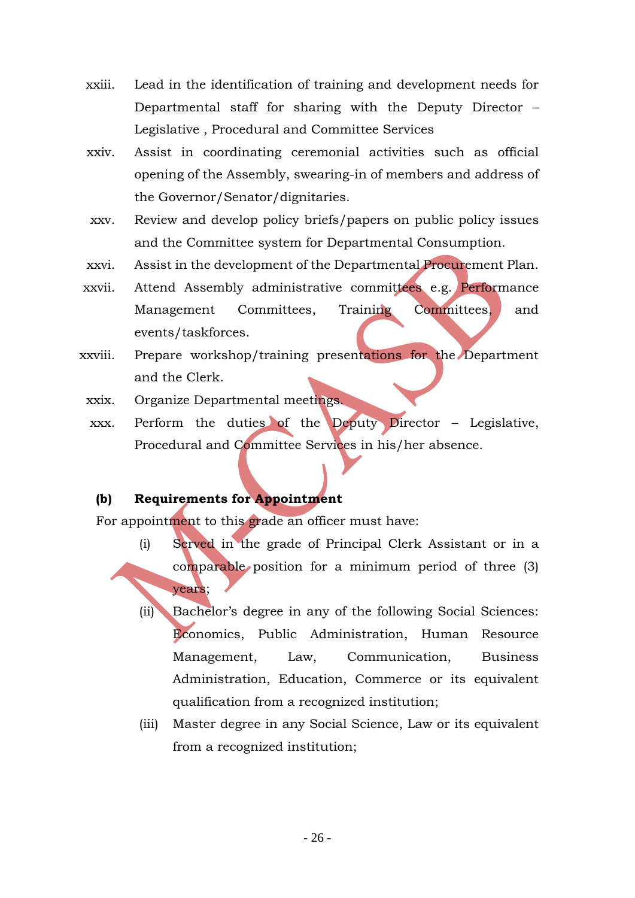xxiii. Lead in the identification of training and development needs for Departmental staff for sharing with the Deputy Director – Legislative , Procedural and Committee Services

xxiv. Assist in coordinating ceremonial activities such as official opening of the Assembly, swearing-in of members and address of the Governor/Senator/dignitaries.

xxv. Review and develop policy briefs/papers on public policy issues and the Committee system for Departmental Consumption.

xxvi. Assist in the development of the Departmental Procurement Plan.

xxvii. Attend Assembly administrative committees e.g. Performance Management Committees, Training Committees, and events/taskforces.

xxviii. Prepare workshop/training presentations for the Department and the Clerk.

xxix. Organize Departmental meetings.

xxx. Perform the duties of the Deputy Director – Legislative, Procedural and Committee Services in his/her absence.

**(b) Requirements for Appointment**

For appointment to this grade an officer must have:

(i) Served in the grade of Principal Clerk Assistant or in a comparable position for a minimum period of three (3) years;

(ii) Bachelor's degree in any of the following Social Sciences: Economics, Public Administration, Human Resource Management, Law, Communication, Business Administration, Education, Commerce or its equivalent qualification from a recognized institution;

(iii) Master degree in any Social Science, Law or its equivalent from a recognized institution;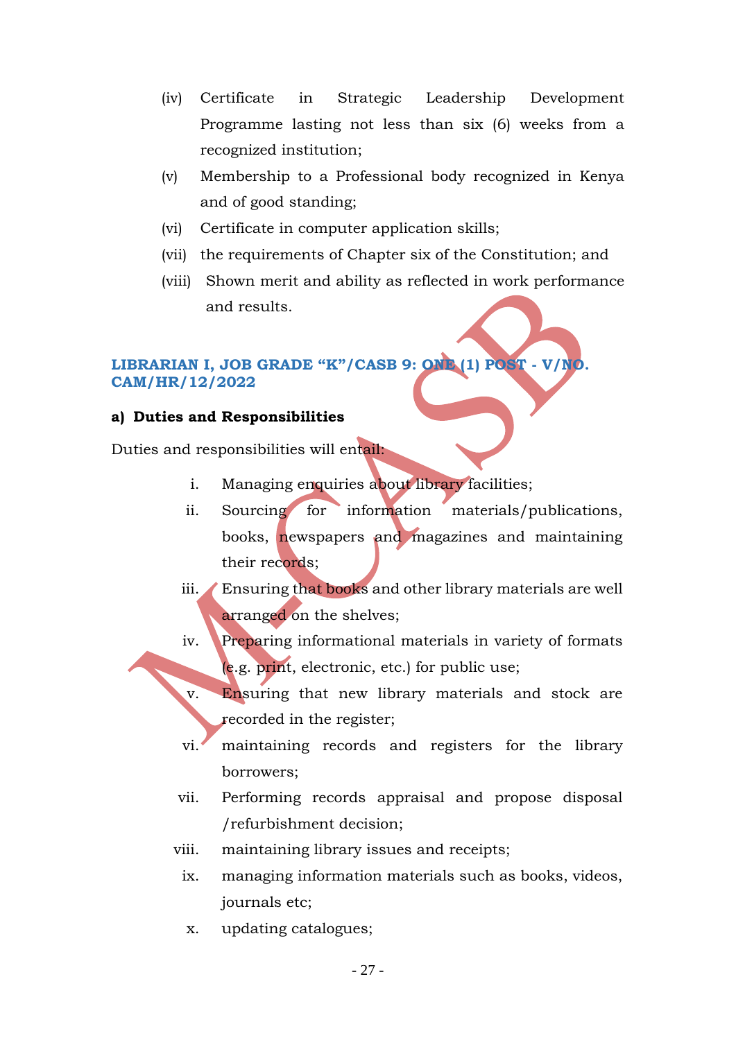(iv) Certificate in Strategic Leadership Development Programme lasting not less than six (6) weeks from a recognized institution;

(v) Membership to a Professional body recognized in Kenya and of good standing;

(vi) Certificate in computer application skills;

(vii) the requirements of Chapter six of the Constitution; and

(viii) Shown merit and ability as reflected in work performance and results.

### LIBRARIAN I, JOB GRADE "K"/CASB 9: ONE (1) POST - V/NO. CAM/HR/12/2022

**a) Duties and Responsibilities**

Duties and responsibilities will entail:

i. Managing enquiries about library facilities;

ii. Sourcing for information materials/publications, books, newspapers and magazines and maintaining their records;

iii. Ensuring that books and other library materials are well arranged on the shelves;

iv. Preparing informational materials in variety of formats (e.g. print, electronic, etc.) for public use;

v. Ensuring that new library materials and stock are recorded in the register;

vi. maintaining records and registers for the library borrowers;

vii. Performing records appraisal and propose disposal /refurbishment decision;

viii. maintaining library issues and receipts;

ix. managing information materials such as books, videos, journals etc;

x. updating catalogues;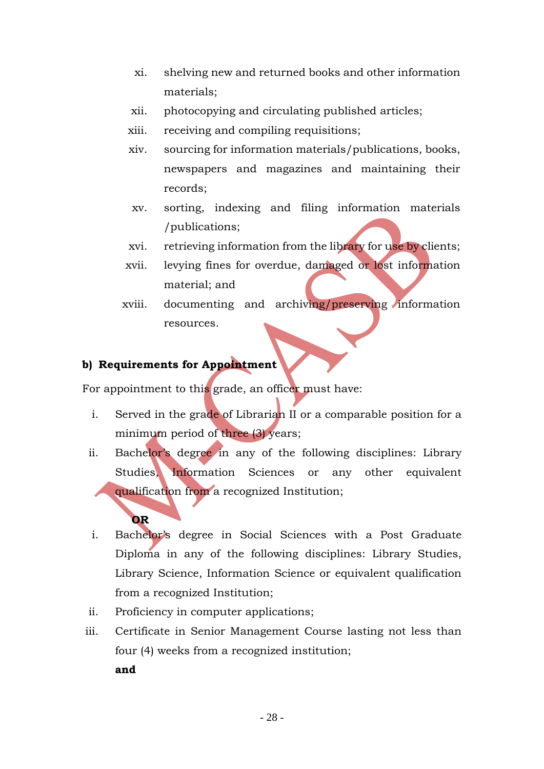xi. shelving new and returned books and other information materials;

xii. photocopying and circulating published articles;

xiii. receiving and compiling requisitions;

xiv. sourcing for information materials/publications, books, newspapers and magazines and maintaining their records;

xv. sorting, indexing and filing information materials /publications;

xvi. retrieving information from the library for use by clients;

xvii. levying fines for overdue, damaged or lost information material; and

xviii. documenting and archiving/preserving information resources.

**b) Requirements for Appointment**

For appointment to this grade, an officer must have:

i. Served in the grade of Librarian II or a comparable position for a minimum period of three (3) years;

ii. Bachelor's degree in any of the following disciplines: Library Studies, Information Sciences or any other equivalent qualification from a recognized Institution;

**OR**

i. Bachelor's degree in Social Sciences with a Post Graduate Diploma in any of the following disciplines: Library Studies, Library Science, Information Science or equivalent qualification from a recognized Institution;

ii. Proficiency in computer applications;

iii. Certificate in Senior Management Course lasting not less than four (4) weeks from a recognized institution;

**and**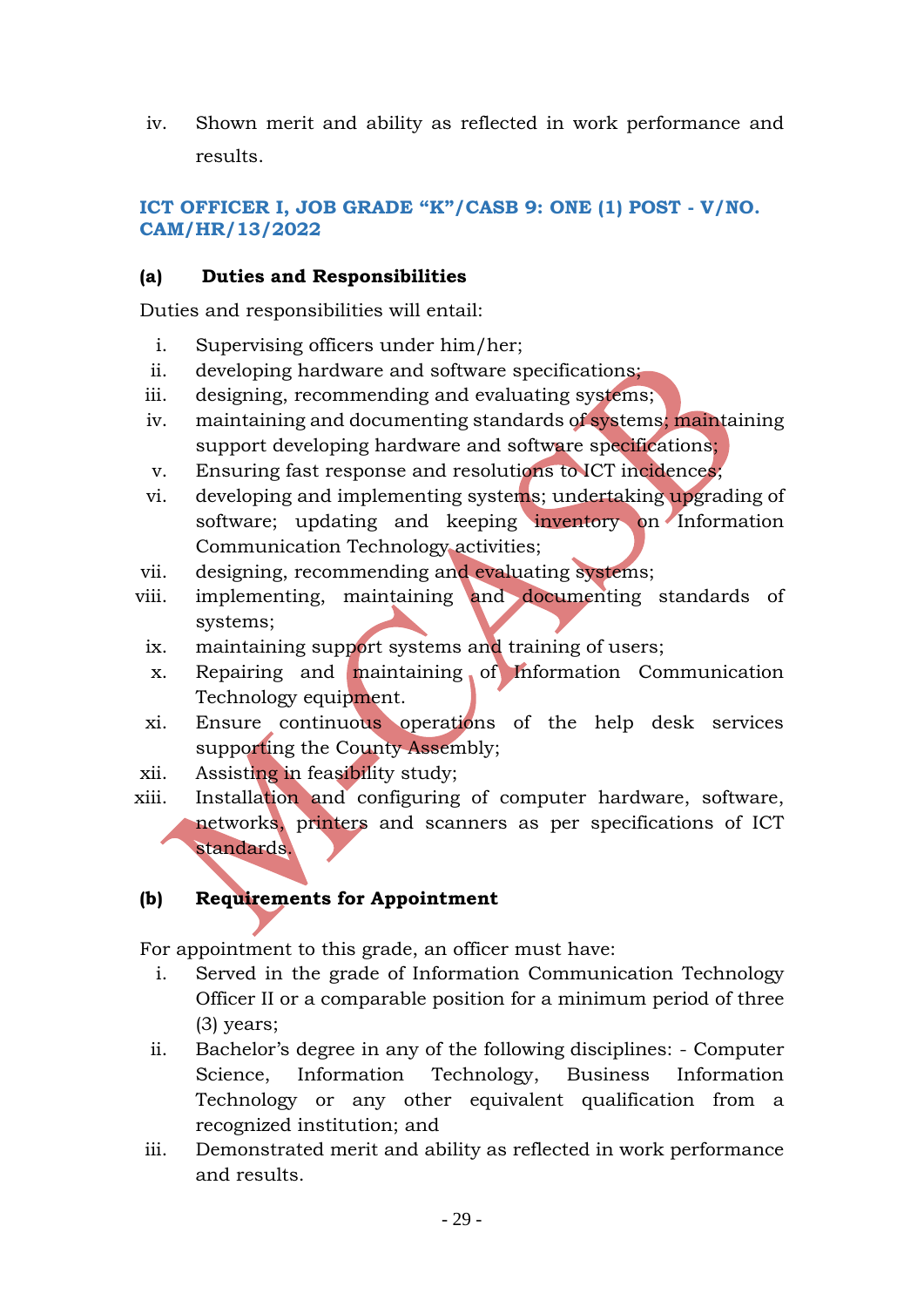iv. Shown merit and ability as reflected in work performance and results.

### ICT OFFICER I, JOB GRADE "K"/CASB 9: ONE (1) POST - V/NO. CAM/HR/13/2022

**(a) Duties and Responsibilities**

Duties and responsibilities will entail:

i. Supervising officers under him/her;
ii. developing hardware and software specifications;
iii. designing, recommending and evaluating systems;
iv. maintaining and documenting standards of systems; maintaining support developing hardware and software specifications;
v. Ensuring fast response and resolutions to ICT incidences;
vi. developing and implementing systems; undertaking upgrading of software; updating and keeping inventory on Information Communication Technology activities;
vii. designing, recommending and evaluating systems;
viii. implementing, maintaining and documenting standards of systems;
ix. maintaining support systems and training of users;
x. Repairing and maintaining of Information Communication Technology equipment.
xi. Ensure continuous operations of the help desk services supporting the County Assembly;
xii. Assisting in feasibility study;
xiii. Installation and configuring of computer hardware, software, networks, printers and scanners as per specifications of ICT standards.

**(b) Requirements for Appointment**

For appointment to this grade, an officer must have:

i. Served in the grade of Information Communication Technology Officer II or a comparable position for a minimum period of three (3) years;
ii. Bachelor's degree in any of the following disciplines: - Computer Science, Information Technology, Business Information Technology or any other equivalent qualification from a recognized institution; and
iii. Demonstrated merit and ability as reflected in work performance and results.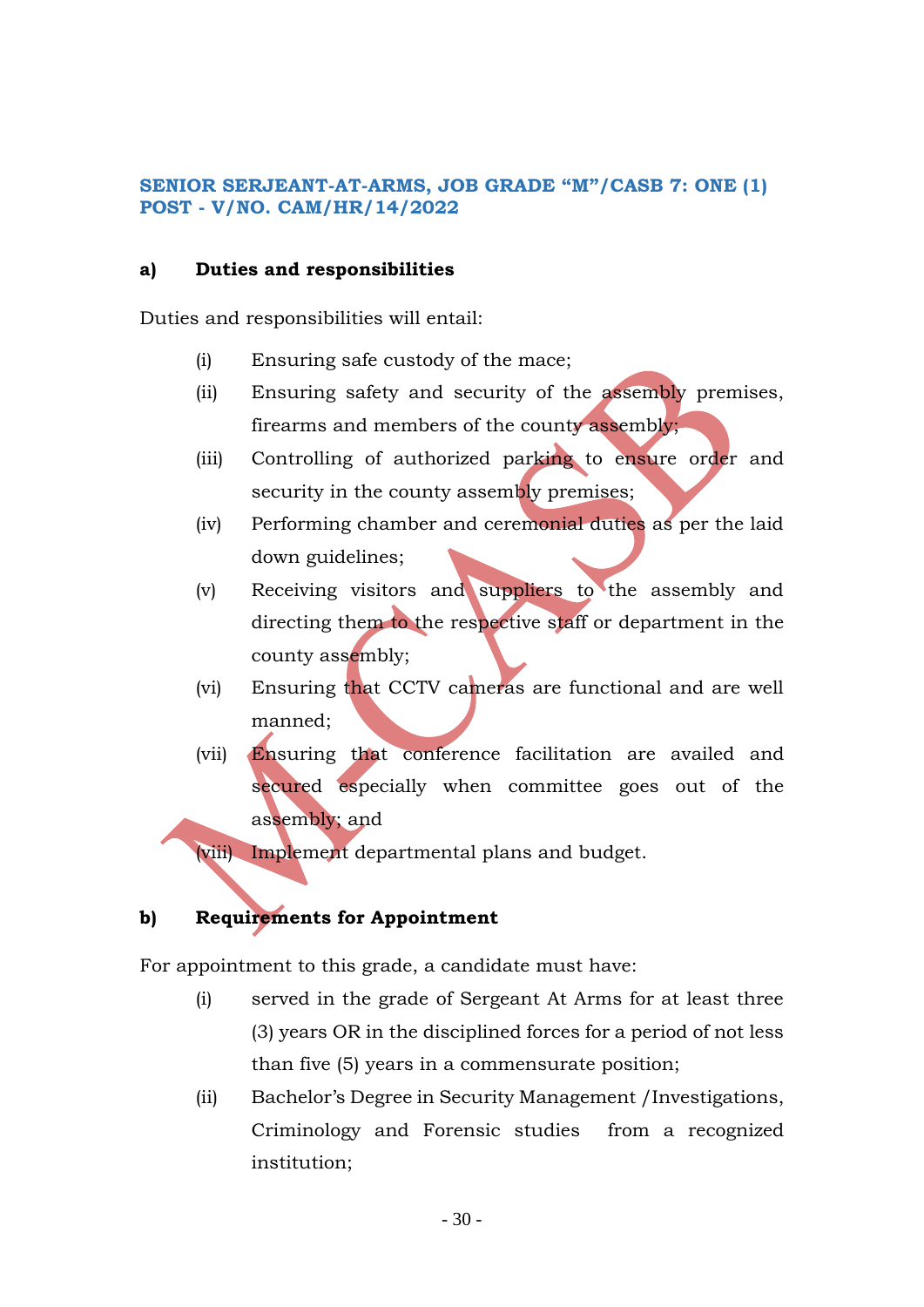**SENIOR SERJEANT-AT-ARMS, JOB GRADE "M"/CASB 7: ONE (1) POST - V/NO. CAM/HR/14/2022**

**a) Duties and responsibilities**

Duties and responsibilities will entail:

- (i) Ensuring safe custody of the mace;
- (ii) Ensuring safety and security of the assembly premises, firearms and members of the county assembly;
- (iii) Controlling of authorized parking to ensure order and security in the county assembly premises;
- (iv) Performing chamber and ceremonial duties as per the laid down guidelines;
- (v) Receiving visitors and suppliers to the assembly and directing them to the respective staff or department in the county assembly;
- (vi) Ensuring that CCTV cameras are functional and are well manned;
- (vii) Ensuring that conference facilitation are availed and secured especially when committee goes out of the assembly; and
- (viii) Implement departmental plans and budget.

**b) Requirements for Appointment**

For appointment to this grade, a candidate must have:

- (i) served in the grade of Sergeant At Arms for at least three (3) years OR in the disciplined forces for a period of not less than five (5) years in a commensurate position;
- (ii) Bachelor's Degree in Security Management /Investigations, Criminology and Forensic studies from a recognized institution;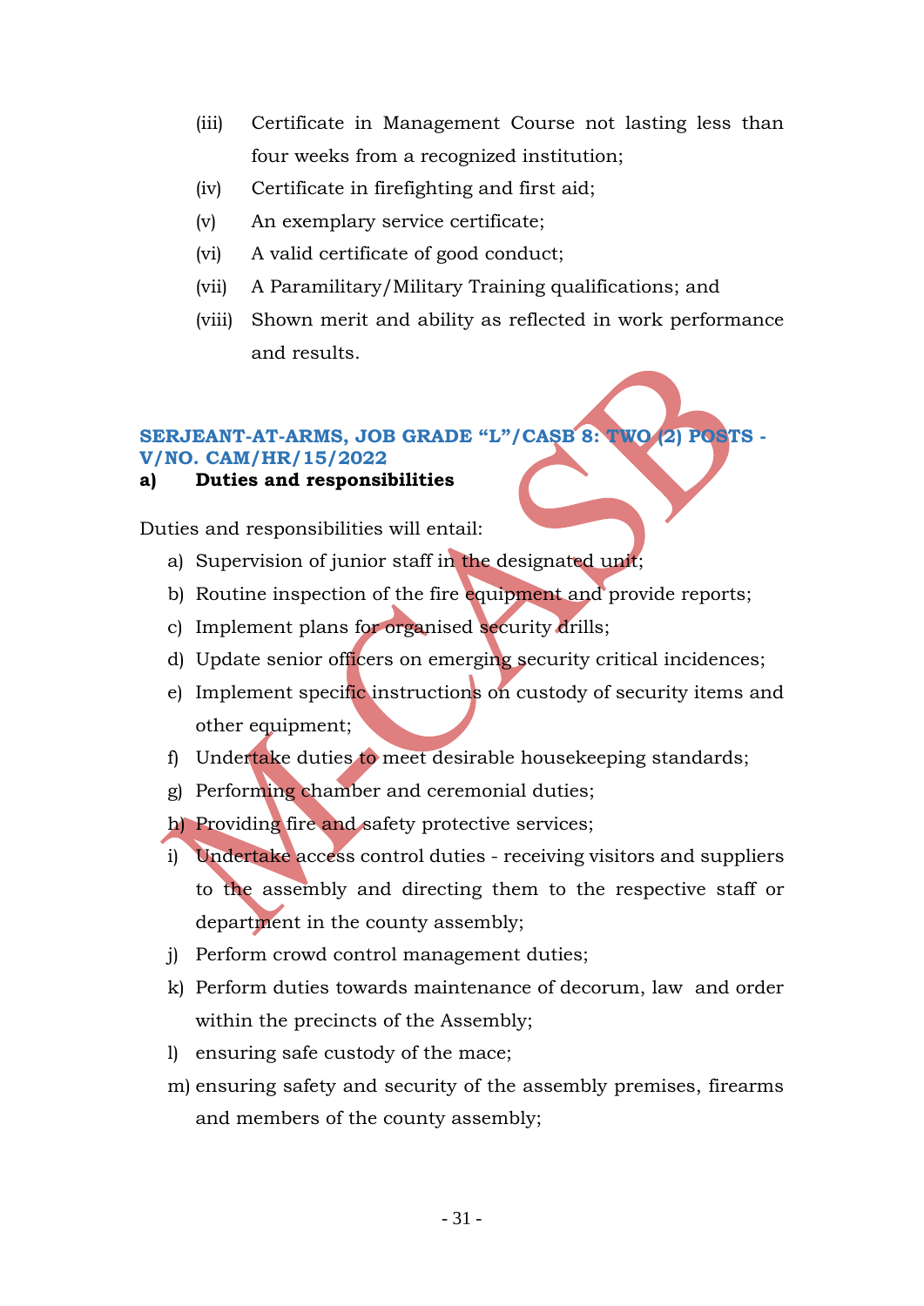(iii) Certificate in Management Course not lasting less than four weeks from a recognized institution;

(iv) Certificate in firefighting and first aid;

(v) An exemplary service certificate;

(vi) A valid certificate of good conduct;

(vii) A Paramilitary/Military Training qualifications; and

(viii) Shown merit and ability as reflected in work performance and results.

## SERJEANT-AT-ARMS, JOB GRADE "L"/CASB 8: TWO (2) POSTS - V/NO. CAM/HR/15/2022

**a) Duties and responsibilities**

Duties and responsibilities will entail:

a) Supervision of junior staff in the designated unit;
b) Routine inspection of the fire equipment and provide reports;
c) Implement plans for organised security drills;
d) Update senior officers on emerging security critical incidences;
e) Implement specific instructions on custody of security items and other equipment;
f) Undertake duties to meet desirable housekeeping standards;
g) Performing chamber and ceremonial duties;
h) Providing fire and safety protective services;
i) Undertake access control duties - receiving visitors and suppliers to the assembly and directing them to the respective staff or department in the county assembly;
j) Perform crowd control management duties;
k) Perform duties towards maintenance of decorum, law and order within the precincts of the Assembly;
l) ensuring safe custody of the mace;
m) ensuring safety and security of the assembly premises, firearms and members of the county assembly;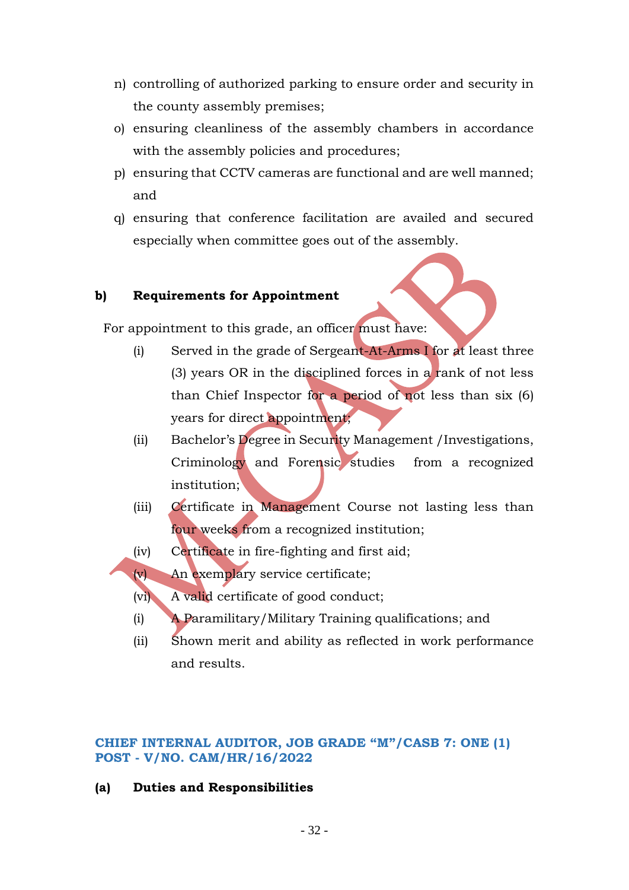n) controlling of authorized parking to ensure order and security in the county assembly premises;
o) ensuring cleanliness of the assembly chambers in accordance with the assembly policies and procedures;
p) ensuring that CCTV cameras are functional and are well manned; and
q) ensuring that conference facilitation are availed and secured especially when committee goes out of the assembly.

**b) Requirements for Appointment**

For appointment to this grade, an officer must have:

(i) Served in the grade of Sergeant-At-Arms I for at least three (3) years OR in the disciplined forces in a rank of not less than Chief Inspector for a period of not less than six (6) years for direct appointment;

(ii) Bachelor's Degree in Security Management /Investigations, Criminology and Forensic studies from a recognized institution;

(iii) Certificate in Management Course not lasting less than four weeks from a recognized institution;

(iv) Certificate in fire-fighting and first aid;

(v) An exemplary service certificate;

(vi) A valid certificate of good conduct;

(i) A Paramilitary/Military Training qualifications; and

(ii) Shown merit and ability as reflected in work performance and results.

## CHIEF INTERNAL AUDITOR, JOB GRADE "M"/CASB 7: ONE (1) POST - V/NO. CAM/HR/16/2022

**(a) Duties and Responsibilities**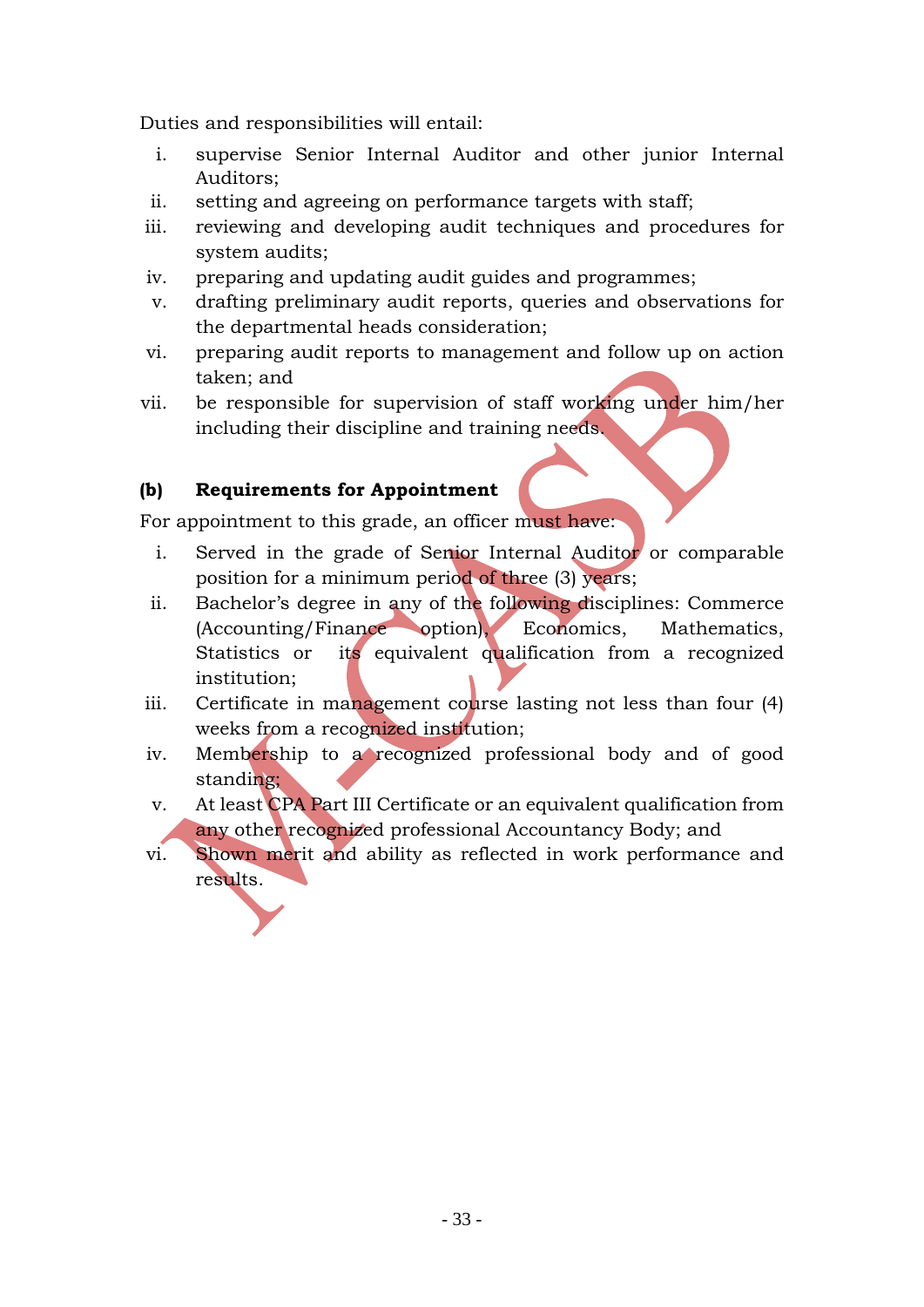Duties and responsibilities will entail:

i. supervise Senior Internal Auditor and other junior Internal Auditors;
ii. setting and agreeing on performance targets with staff;
iii. reviewing and developing audit techniques and procedures for system audits;
iv. preparing and updating audit guides and programmes;
v. drafting preliminary audit reports, queries and observations for the departmental heads consideration;
vi. preparing audit reports to management and follow up on action taken; and
vii. be responsible for supervision of staff working under him/her including their discipline and training needs.

**(b) Requirements for Appointment**

For appointment to this grade, an officer must have:

i. Served in the grade of Senior Internal Auditor or comparable position for a minimum period of three (3) years;
ii. Bachelor's degree in any of the following disciplines: Commerce (Accounting/Finance option), Economics, Mathematics, Statistics or its equivalent qualification from a recognized institution;
iii. Certificate in management course lasting not less than four (4) weeks from a recognized institution;
iv. Membership to a recognized professional body and of good standing;
v. At least CPA Part III Certificate or an equivalent qualification from any other recognized professional Accountancy Body; and
vi. Shown merit and ability as reflected in work performance and results.